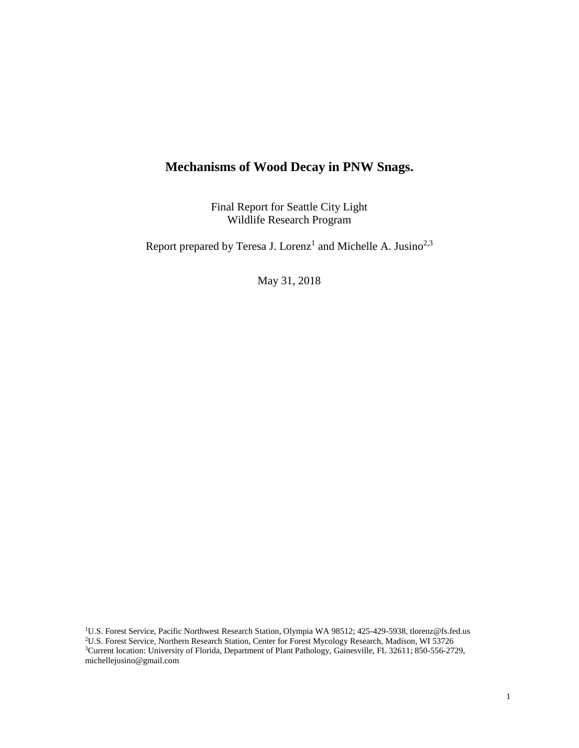# Mechanisms of Wood Decay in PNW Snags.

Final Report for Seattle City Light
Wildlife Research Program

Report prepared by Teresa J. Lorenz[1] and Michelle A. Jusino[2,3]

May 31, 2018

[1]U.S. Forest Service, Pacific Northwest Research Station, Olympia WA 98512; 425-429-5938, tlorenz@fs.fed.us
[2]U.S. Forest Service, Northern Research Station, Center for Forest Mycology Research, Madison, WI 53726
[3]Current location: University of Florida, Department of Plant Pathology, Gainesville, FL 32611; 850-556-2729, michellejusino@gmail.com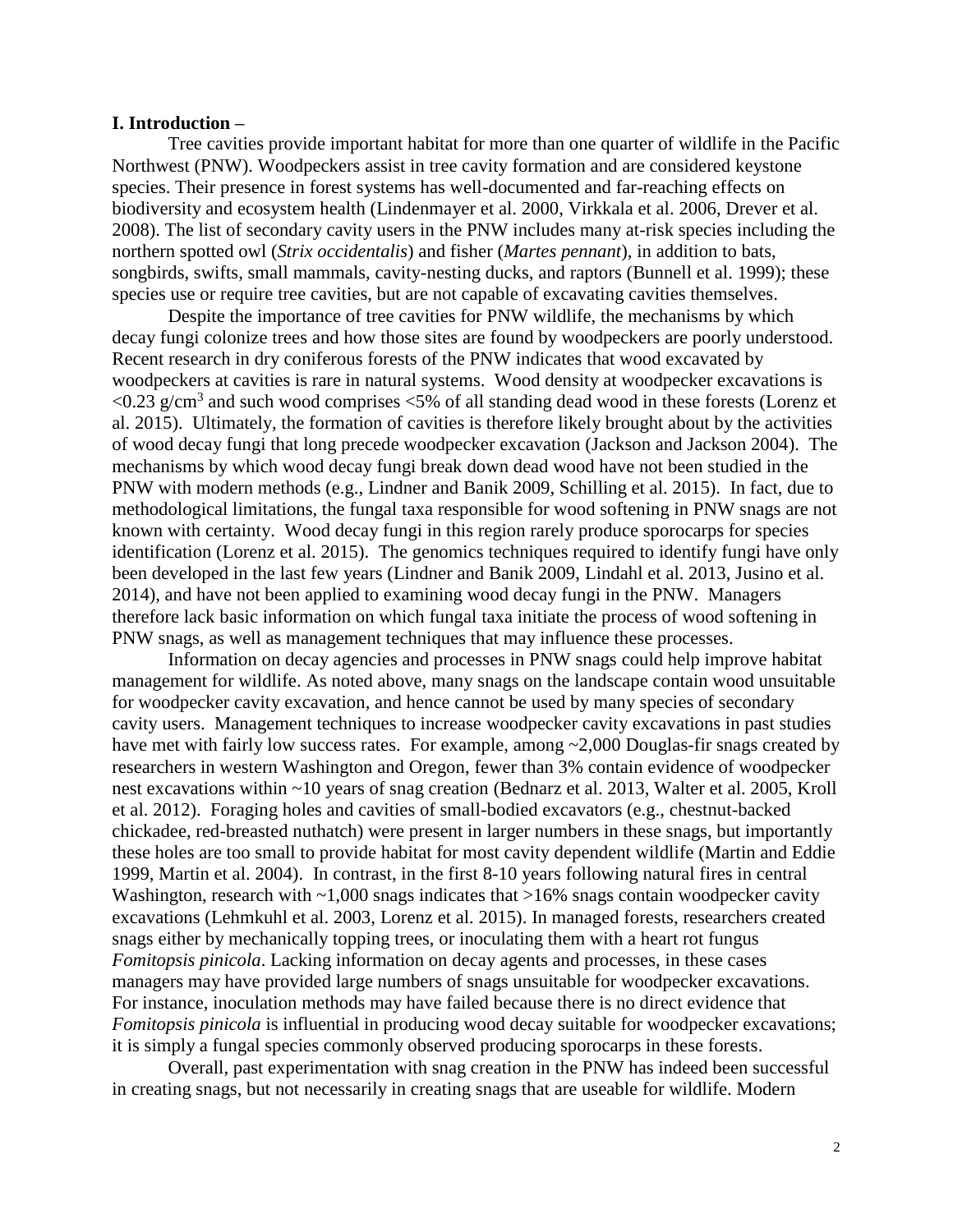### I. Introduction –

Tree cavities provide important habitat for more than one quarter of wildlife in the Pacific Northwest (PNW). Woodpeckers assist in tree cavity formation and are considered keystone species. Their presence in forest systems has well-documented and far-reaching effects on biodiversity and ecosystem health (Lindenmayer et al. 2000, Virkkala et al. 2006, Drever et al. 2008). The list of secondary cavity users in the PNW includes many at-risk species including the northern spotted owl (*Strix occidentalis*) and fisher (*Martes pennant*), in addition to bats, songbirds, swifts, small mammals, cavity-nesting ducks, and raptors (Bunnell et al. 1999); these species use or require tree cavities, but are not capable of excavating cavities themselves.

Despite the importance of tree cavities for PNW wildlife, the mechanisms by which decay fungi colonize trees and how those sites are found by woodpeckers are poorly understood. Recent research in dry coniferous forests of the PNW indicates that wood excavated by woodpeckers at cavities is rare in natural systems. Wood density at woodpecker excavations is $<0.23$ g/cm$^3$ and such wood comprises <5% of all standing dead wood in these forests (Lorenz et al. 2015). Ultimately, the formation of cavities is therefore likely brought about by the activities of wood decay fungi that long precede woodpecker excavation (Jackson and Jackson 2004). The mechanisms by which wood decay fungi break down dead wood have not been studied in the PNW with modern methods (e.g., Lindner and Banik 2009, Schilling et al. 2015). In fact, due to methodological limitations, the fungal taxa responsible for wood softening in PNW snags are not known with certainty. Wood decay fungi in this region rarely produce sporocarps for species identification (Lorenz et al. 2015). The genomics techniques required to identify fungi have only been developed in the last few years (Lindner and Banik 2009, Lindahl et al. 2013, Jusino et al. 2014), and have not been applied to examining wood decay fungi in the PNW. Managers therefore lack basic information on which fungal taxa initiate the process of wood softening in PNW snags, as well as management techniques that may influence these processes.

Information on decay agencies and processes in PNW snags could help improve habitat management for wildlife. As noted above, many snags on the landscape contain wood unsuitable for woodpecker cavity excavation, and hence cannot be used by many species of secondary cavity users. Management techniques to increase woodpecker cavity excavations in past studies have met with fairly low success rates. For example, among ~2,000 Douglas-fir snags created by researchers in western Washington and Oregon, fewer than 3% contain evidence of woodpecker nest excavations within ~10 years of snag creation (Bednarz et al. 2013, Walter et al. 2005, Kroll et al. 2012). Foraging holes and cavities of small-bodied excavators (e.g., chestnut-backed chickadee, red-breasted nuthatch) were present in larger numbers in these snags, but importantly these holes are too small to provide habitat for most cavity dependent wildlife (Martin and Eddie 1999, Martin et al. 2004). In contrast, in the first 8-10 years following natural fires in central Washington, research with ~1,000 snags indicates that >16% snags contain woodpecker cavity excavations (Lehmkuhl et al. 2003, Lorenz et al. 2015). In managed forests, researchers created snags either by mechanically topping trees, or inoculating them with a heart rot fungus *Fomitopsis pinicola*. Lacking information on decay agents and processes, in these cases managers may have provided large numbers of snags unsuitable for woodpecker excavations. For instance, inoculation methods may have failed because there is no direct evidence that *Fomitopsis pinicola* is influential in producing wood decay suitable for woodpecker excavations; it is simply a fungal species commonly observed producing sporocarps in these forests.

Overall, past experimentation with snag creation in the PNW has indeed been successful in creating snags, but not necessarily in creating snags that are useable for wildlife. Modern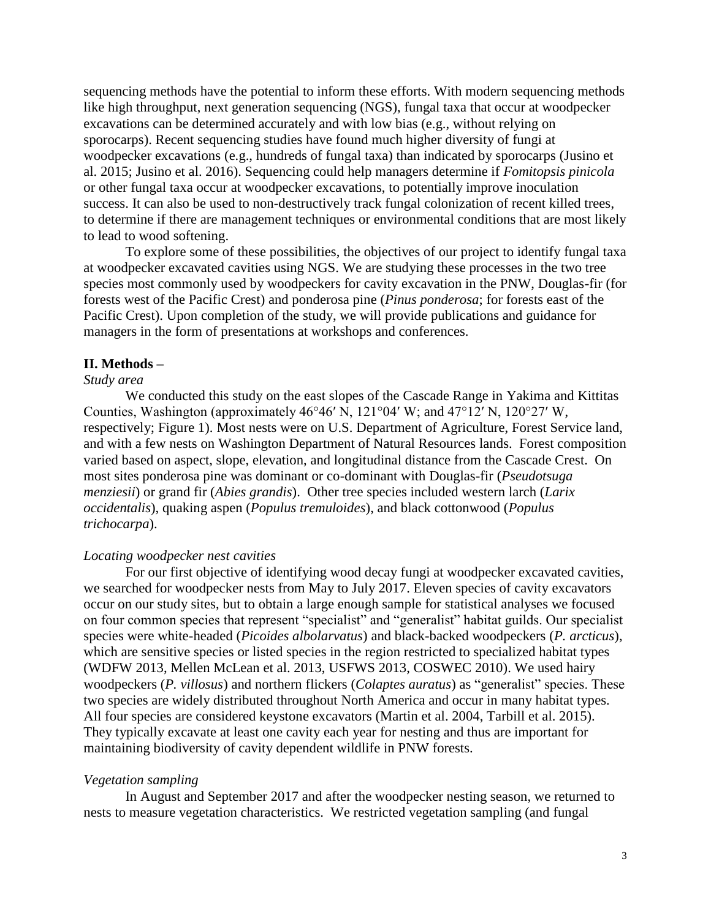sequencing methods have the potential to inform these efforts. With modern sequencing methods like high throughput, next generation sequencing (NGS), fungal taxa that occur at woodpecker excavations can be determined accurately and with low bias (e.g., without relying on sporocarps). Recent sequencing studies have found much higher diversity of fungi at woodpecker excavations (e.g., hundreds of fungal taxa) than indicated by sporocarps (Jusino et al. 2015; Jusino et al. 2016). Sequencing could help managers determine if *Fomitopsis pinicola* or other fungal taxa occur at woodpecker excavations, to potentially improve inoculation success. It can also be used to non-destructively track fungal colonization of recent killed trees, to determine if there are management techniques or environmental conditions that are most likely to lead to wood softening.

To explore some of these possibilities, the objectives of our project to identify fungal taxa at woodpecker excavated cavities using NGS. We are studying these processes in the two tree species most commonly used by woodpeckers for cavity excavation in the PNW, Douglas-fir (for forests west of the Pacific Crest) and ponderosa pine (*Pinus ponderosa*; for forests east of the Pacific Crest). Upon completion of the study, we will provide publications and guidance for managers in the form of presentations at workshops and conferences.

## II. Methods –

### *Study area*

We conducted this study on the east slopes of the Cascade Range in Yakima and Kittitas Counties, Washington (approximately 46°46′ N, 121°04′ W; and 47°12′ N, 120°27′ W, respectively; Figure 1). Most nests were on U.S. Department of Agriculture, Forest Service land, and with a few nests on Washington Department of Natural Resources lands. Forest composition varied based on aspect, slope, elevation, and longitudinal distance from the Cascade Crest. On most sites ponderosa pine was dominant or co-dominant with Douglas-fir (*Pseudotsuga menziesii*) or grand fir (*Abies grandis*). Other tree species included western larch (*Larix occidentalis*), quaking aspen (*Populus tremuloides*), and black cottonwood (*Populus trichocarpa*).

### *Locating woodpecker nest cavities*

For our first objective of identifying wood decay fungi at woodpecker excavated cavities, we searched for woodpecker nests from May to July 2017. Eleven species of cavity excavators occur on our study sites, but to obtain a large enough sample for statistical analyses we focused on four common species that represent "specialist" and "generalist" habitat guilds. Our specialist species were white-headed (*Picoides albolarvatus*) and black-backed woodpeckers (*P. arcticus*), which are sensitive species or listed species in the region restricted to specialized habitat types (WDFW 2013, Mellen McLean et al. 2013, USFWS 2013, COSWEC 2010). We used hairy woodpeckers (*P. villosus*) and northern flickers (*Colaptes auratus*) as "generalist" species. These two species are widely distributed throughout North America and occur in many habitat types. All four species are considered keystone excavators (Martin et al. 2004, Tarbill et al. 2015). They typically excavate at least one cavity each year for nesting and thus are important for maintaining biodiversity of cavity dependent wildlife in PNW forests.

### *Vegetation sampling*

In August and September 2017 and after the woodpecker nesting season, we returned to nests to measure vegetation characteristics. We restricted vegetation sampling (and fungal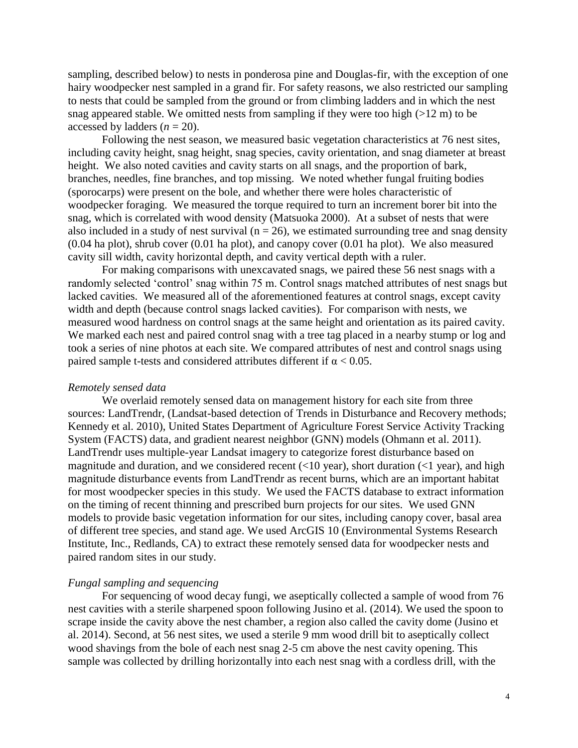sampling, described below) to nests in ponderosa pine and Douglas-fir, with the exception of one hairy woodpecker nest sampled in a grand fir. For safety reasons, we also restricted our sampling to nests that could be sampled from the ground or from climbing ladders and in which the nest snag appeared stable. We omitted nests from sampling if they were too high (>12 m) to be accessed by ladders ($n$ = 20).

Following the nest season, we measured basic vegetation characteristics at 76 nest sites, including cavity height, snag height, snag species, cavity orientation, and snag diameter at breast height. We also noted cavities and cavity starts on all snags, and the proportion of bark, branches, needles, fine branches, and top missing. We noted whether fungal fruiting bodies (sporocarps) were present on the bole, and whether there were holes characteristic of woodpecker foraging. We measured the torque required to turn an increment borer bit into the snag, which is correlated with wood density (Matsuoka 2000). At a subset of nests that were also included in a study of nest survival (n = 26), we estimated surrounding tree and snag density (0.04 ha plot), shrub cover (0.01 ha plot), and canopy cover (0.01 ha plot). We also measured cavity sill width, cavity horizontal depth, and cavity vertical depth with a ruler.

For making comparisons with unexcavated snags, we paired these 56 nest snags with a randomly selected 'control' snag within 75 m. Control snags matched attributes of nest snags but lacked cavities. We measured all of the aforementioned features at control snags, except cavity width and depth (because control snags lacked cavities). For comparison with nests, we measured wood hardness on control snags at the same height and orientation as its paired cavity. We marked each nest and paired control snag with a tree tag placed in a nearby stump or log and took a series of nine photos at each site. We compared attributes of nest and control snags using paired sample t-tests and considered attributes different if $\alpha < 0.05$.

*Remotely sensed data*

We overlaid remotely sensed data on management history for each site from three sources: LandTrendr, (Landsat-based detection of Trends in Disturbance and Recovery methods; Kennedy et al. 2010), United States Department of Agriculture Forest Service Activity Tracking System (FACTS) data, and gradient nearest neighbor (GNN) models (Ohmann et al. 2011). LandTrendr uses multiple-year Landsat imagery to categorize forest disturbance based on magnitude and duration, and we considered recent (<10 year), short duration (<1 year), and high magnitude disturbance events from LandTrendr as recent burns, which are an important habitat for most woodpecker species in this study. We used the FACTS database to extract information on the timing of recent thinning and prescribed burn projects for our sites. We used GNN models to provide basic vegetation information for our sites, including canopy cover, basal area of different tree species, and stand age. We used ArcGIS 10 (Environmental Systems Research Institute, Inc., Redlands, CA) to extract these remotely sensed data for woodpecker nests and paired random sites in our study.

*Fungal sampling and sequencing*

For sequencing of wood decay fungi, we aseptically collected a sample of wood from 76 nest cavities with a sterile sharpened spoon following Jusino et al. (2014). We used the spoon to scrape inside the cavity above the nest chamber, a region also called the cavity dome (Jusino et al. 2014). Second, at 56 nest sites, we used a sterile 9 mm wood drill bit to aseptically collect wood shavings from the bole of each nest snag 2-5 cm above the nest cavity opening. This sample was collected by drilling horizontally into each nest snag with a cordless drill, with the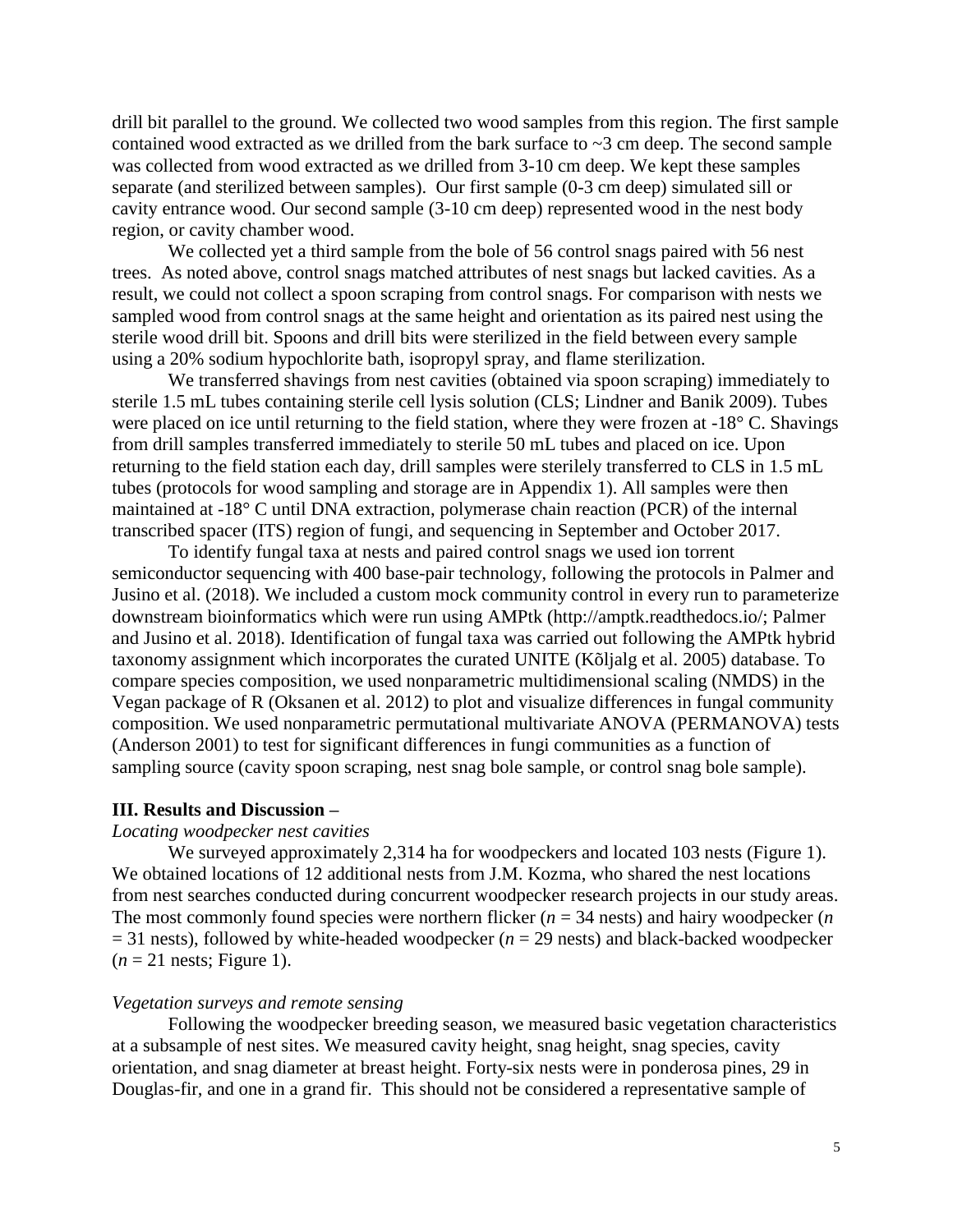drill bit parallel to the ground. We collected two wood samples from this region. The first sample contained wood extracted as we drilled from the bark surface to ~3 cm deep. The second sample was collected from wood extracted as we drilled from 3-10 cm deep. We kept these samples separate (and sterilized between samples). Our first sample (0-3 cm deep) simulated sill or cavity entrance wood. Our second sample (3-10 cm deep) represented wood in the nest body region, or cavity chamber wood.

We collected yet a third sample from the bole of 56 control snags paired with 56 nest trees. As noted above, control snags matched attributes of nest snags but lacked cavities. As a result, we could not collect a spoon scraping from control snags. For comparison with nests we sampled wood from control snags at the same height and orientation as its paired nest using the sterile wood drill bit. Spoons and drill bits were sterilized in the field between every sample using a 20% sodium hypochlorite bath, isopropyl spray, and flame sterilization.

We transferred shavings from nest cavities (obtained via spoon scraping) immediately to sterile 1.5 mL tubes containing sterile cell lysis solution (CLS; Lindner and Banik 2009). Tubes were placed on ice until returning to the field station, where they were frozen at -18° C. Shavings from drill samples transferred immediately to sterile 50 mL tubes and placed on ice. Upon returning to the field station each day, drill samples were sterilely transferred to CLS in 1.5 mL tubes (protocols for wood sampling and storage are in Appendix 1). All samples were then maintained at -18° C until DNA extraction, polymerase chain reaction (PCR) of the internal transcribed spacer (ITS) region of fungi, and sequencing in September and October 2017.

To identify fungal taxa at nests and paired control snags we used ion torrent semiconductor sequencing with 400 base-pair technology, following the protocols in Palmer and Jusino et al. (2018). We included a custom mock community control in every run to parameterize downstream bioinformatics which were run using AMPtk (http://amptk.readthedocs.io/; Palmer and Jusino et al. 2018). Identification of fungal taxa was carried out following the AMPtk hybrid taxonomy assignment which incorporates the curated UNITE (Kõljalg et al. 2005) database. To compare species composition, we used nonparametric multidimensional scaling (NMDS) in the Vegan package of R (Oksanen et al. 2012) to plot and visualize differences in fungal community composition. We used nonparametric permutational multivariate ANOVA (PERMANOVA) tests (Anderson 2001) to test for significant differences in fungi communities as a function of sampling source (cavity spoon scraping, nest snag bole sample, or control snag bole sample).

## III. Results and Discussion –

*Locating woodpecker nest cavities*

We surveyed approximately 2,314 ha for woodpeckers and located 103 nests (Figure 1). We obtained locations of 12 additional nests from J.M. Kozma, who shared the nest locations from nest searches conducted during concurrent woodpecker research projects in our study areas. The most commonly found species were northern flicker ($n$ = 34 nests) and hairy woodpecker ($n$ = 31 nests), followed by white-headed woodpecker ($n$ = 29 nests) and black-backed woodpecker ($n$ = 21 nests; Figure 1).

*Vegetation surveys and remote sensing*

Following the woodpecker breeding season, we measured basic vegetation characteristics at a subsample of nest sites. We measured cavity height, snag height, snag species, cavity orientation, and snag diameter at breast height. Forty-six nests were in ponderosa pines, 29 in Douglas-fir, and one in a grand fir. This should not be considered a representative sample of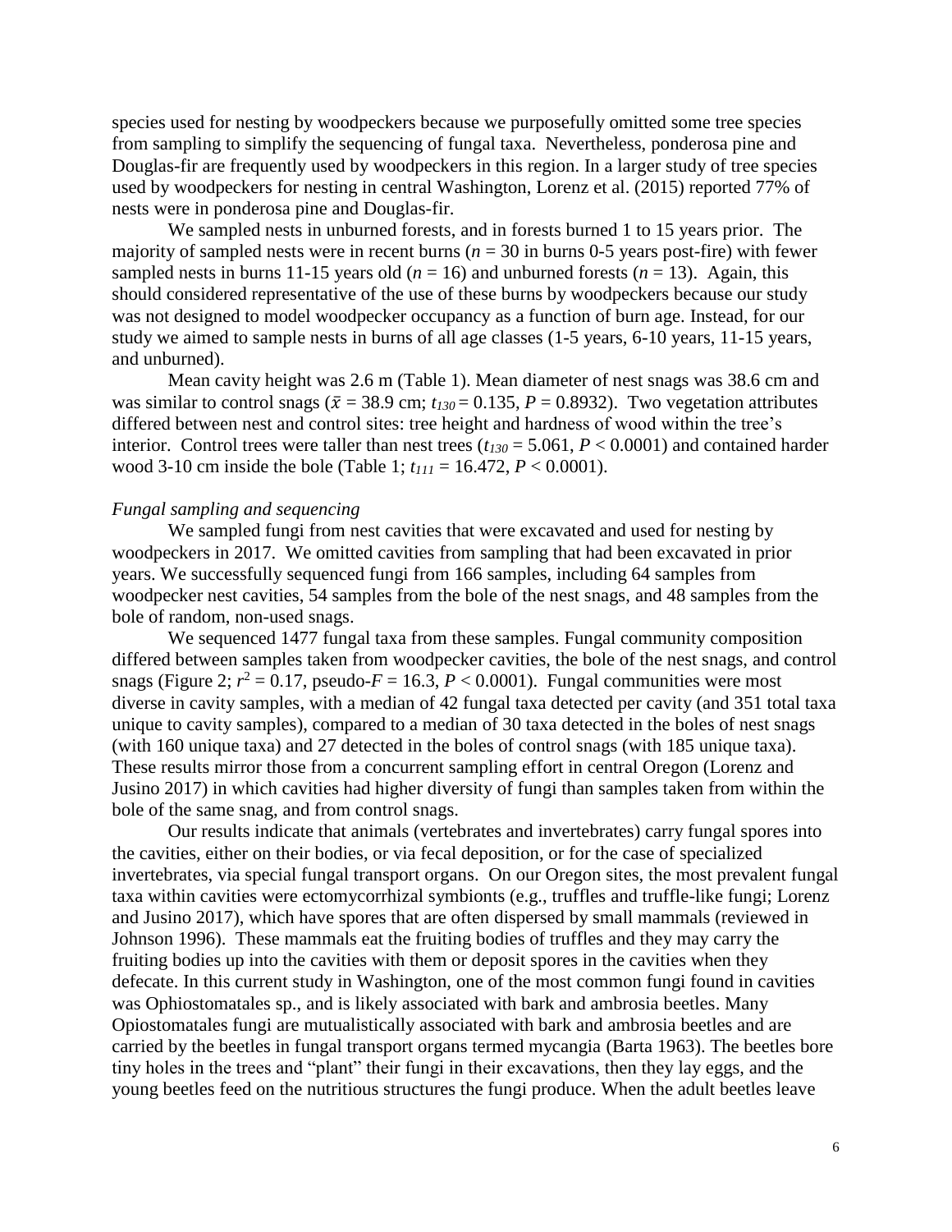species used for nesting by woodpeckers because we purposefully omitted some tree species from sampling to simplify the sequencing of fungal taxa. Nevertheless, ponderosa pine and Douglas-fir are frequently used by woodpeckers in this region. In a larger study of tree species used by woodpeckers for nesting in central Washington, Lorenz et al. (2015) reported 77% of nests were in ponderosa pine and Douglas-fir.

We sampled nests in unburned forests, and in forests burned 1 to 15 years prior. The majority of sampled nests were in recent burns ($n$ = 30 in burns 0-5 years post-fire) with fewer sampled nests in burns 11-15 years old ($n$ = 16) and unburned forests ($n$ = 13). Again, this should considered representative of the use of these burns by woodpeckers because our study was not designed to model woodpecker occupancy as a function of burn age. Instead, for our study we aimed to sample nests in burns of all age classes (1-5 years, 6-10 years, 11-15 years, and unburned).

Mean cavity height was 2.6 m (Table 1). Mean diameter of nest snags was 38.6 cm and was similar to control snags ($\bar{x}$ = 38.9 cm; $t_{130}$ = 0.135, $P$ = 0.8932). Two vegetation attributes differed between nest and control sites: tree height and hardness of wood within the tree's interior. Control trees were taller than nest trees ($t_{130}$ = 5.061, $P$ < 0.0001) and contained harder wood 3-10 cm inside the bole (Table 1; $t_{111}$ = 16.472, $P$ < 0.0001).

*Fungal sampling and sequencing*

We sampled fungi from nest cavities that were excavated and used for nesting by woodpeckers in 2017. We omitted cavities from sampling that had been excavated in prior years. We successfully sequenced fungi from 166 samples, including 64 samples from woodpecker nest cavities, 54 samples from the bole of the nest snags, and 48 samples from the bole of random, non-used snags.

We sequenced 1477 fungal taxa from these samples. Fungal community composition differed between samples taken from woodpecker cavities, the bole of the nest snags, and control snags (Figure 2; $r^2$ = 0.17, pseudo-$F$ = 16.3, $P$ < 0.0001). Fungal communities were most diverse in cavity samples, with a median of 42 fungal taxa detected per cavity (and 351 total taxa unique to cavity samples), compared to a median of 30 taxa detected in the boles of nest snags (with 160 unique taxa) and 27 detected in the boles of control snags (with 185 unique taxa). These results mirror those from a concurrent sampling effort in central Oregon (Lorenz and Jusino 2017) in which cavities had higher diversity of fungi than samples taken from within the bole of the same snag, and from control snags.

Our results indicate that animals (vertebrates and invertebrates) carry fungal spores into the cavities, either on their bodies, or via fecal deposition, or for the case of specialized invertebrates, via special fungal transport organs. On our Oregon sites, the most prevalent fungal taxa within cavities were ectomycorrhizal symbionts (e.g., truffles and truffle-like fungi; Lorenz and Jusino 2017), which have spores that are often dispersed by small mammals (reviewed in Johnson 1996). These mammals eat the fruiting bodies of truffles and they may carry the fruiting bodies up into the cavities with them or deposit spores in the cavities when they defecate. In this current study in Washington, one of the most common fungi found in cavities was Ophiostomatales sp., and is likely associated with bark and ambrosia beetles. Many Opiostomatales fungi are mutualistically associated with bark and ambrosia beetles and are carried by the beetles in fungal transport organs termed mycangia (Barta 1963). The beetles bore tiny holes in the trees and "plant" their fungi in their excavations, then they lay eggs, and the young beetles feed on the nutritious structures the fungi produce. When the adult beetles leave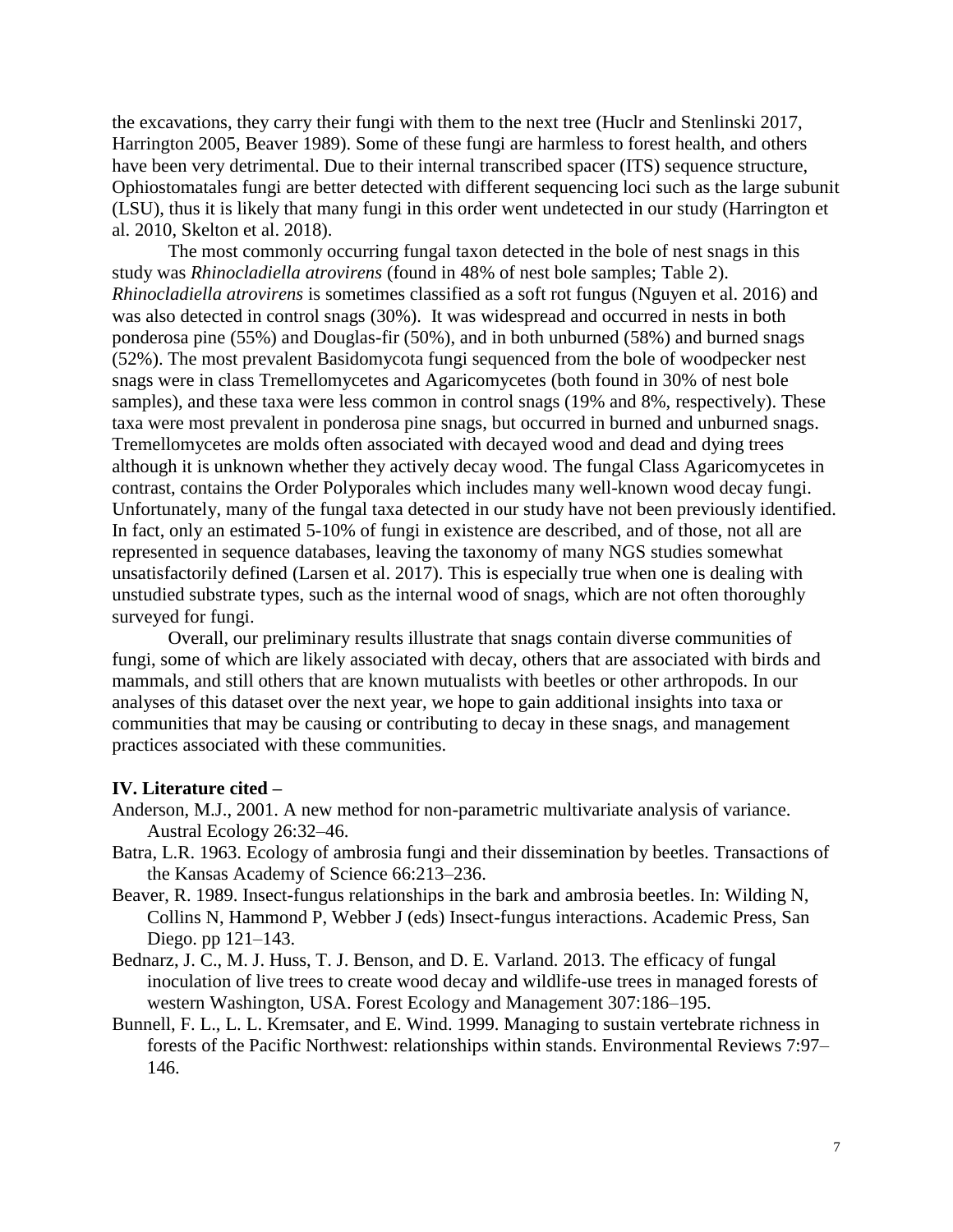the excavations, they carry their fungi with them to the next tree (Huclr and Stenlinski 2017, Harrington 2005, Beaver 1989). Some of these fungi are harmless to forest health, and others have been very detrimental. Due to their internal transcribed spacer (ITS) sequence structure, Ophiostomatales fungi are better detected with different sequencing loci such as the large subunit (LSU), thus it is likely that many fungi in this order went undetected in our study (Harrington et al. 2010, Skelton et al. 2018).

The most commonly occurring fungal taxon detected in the bole of nest snags in this study was *Rhinocladiella atrovirens* (found in 48% of nest bole samples; Table 2). *Rhinocladiella atrovirens* is sometimes classified as a soft rot fungus (Nguyen et al. 2016) and was also detected in control snags (30%). It was widespread and occurred in nests in both ponderosa pine (55%) and Douglas-fir (50%), and in both unburned (58%) and burned snags (52%). The most prevalent Basidomycota fungi sequenced from the bole of woodpecker nest snags were in class Tremellomycetes and Agaricomycetes (both found in 30% of nest bole samples), and these taxa were less common in control snags (19% and 8%, respectively). These taxa were most prevalent in ponderosa pine snags, but occurred in burned and unburned snags. Tremellomycetes are molds often associated with decayed wood and dead and dying trees although it is unknown whether they actively decay wood. The fungal Class Agaricomycetes in contrast, contains the Order Polyporales which includes many well-known wood decay fungi. Unfortunately, many of the fungal taxa detected in our study have not been previously identified. In fact, only an estimated 5-10% of fungi in existence are described, and of those, not all are represented in sequence databases, leaving the taxonomy of many NGS studies somewhat unsatisfactorily defined (Larsen et al. 2017). This is especially true when one is dealing with unstudied substrate types, such as the internal wood of snags, which are not often thoroughly surveyed for fungi.

Overall, our preliminary results illustrate that snags contain diverse communities of fungi, some of which are likely associated with decay, others that are associated with birds and mammals, and still others that are known mutualists with beetles or other arthropods. In our analyses of this dataset over the next year, we hope to gain additional insights into taxa or communities that may be causing or contributing to decay in these snags, and management practices associated with these communities.

**IV. Literature cited –**

Anderson, M.J., 2001. A new method for non-parametric multivariate analysis of variance. Austral Ecology 26:32–46.

Batra, L.R. 1963. Ecology of ambrosia fungi and their dissemination by beetles. Transactions of the Kansas Academy of Science 66:213–236.

Beaver, R. 1989. Insect-fungus relationships in the bark and ambrosia beetles. In: Wilding N, Collins N, Hammond P, Webber J (eds) Insect-fungus interactions. Academic Press, San Diego. pp 121–143.

Bednarz, J. C., M. J. Huss, T. J. Benson, and D. E. Varland. 2013. The efficacy of fungal inoculation of live trees to create wood decay and wildlife-use trees in managed forests of western Washington, USA. Forest Ecology and Management 307:186–195.

Bunnell, F. L., L. L. Kremsater, and E. Wind. 1999. Managing to sustain vertebrate richness in forests of the Pacific Northwest: relationships within stands. Environmental Reviews 7:97–146.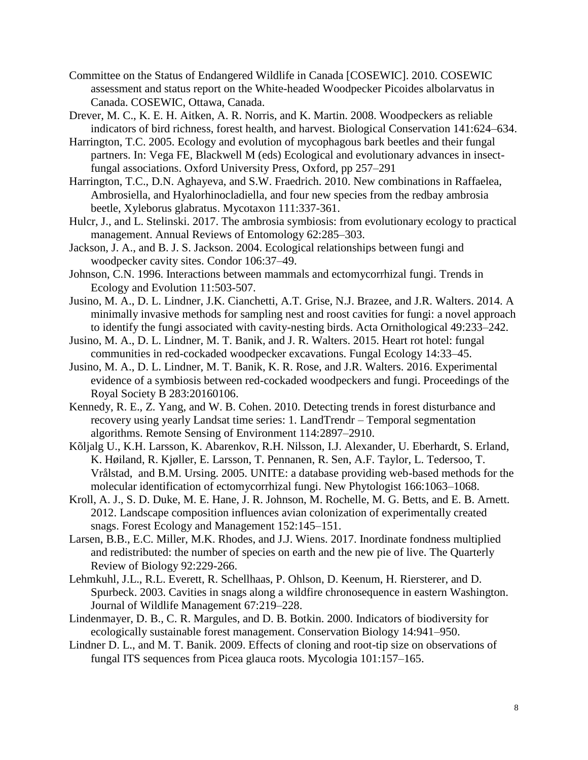Committee on the Status of Endangered Wildlife in Canada [COSEWIC]. 2010. COSEWIC assessment and status report on the White-headed Woodpecker Picoides albolarvatus in Canada. COSEWIC, Ottawa, Canada.

Drever, M. C., K. E. H. Aitken, A. R. Norris, and K. Martin. 2008. Woodpeckers as reliable indicators of bird richness, forest health, and harvest. Biological Conservation 141:624–634.

Harrington, T.C. 2005. Ecology and evolution of mycophagous bark beetles and their fungal partners. In: Vega FE, Blackwell M (eds) Ecological and evolutionary advances in insect-fungal associations. Oxford University Press, Oxford, pp 257–291

Harrington, T.C., D.N. Aghayeva, and S.W. Fraedrich. 2010. New combinations in Raffaelea, Ambrosiella, and Hyalorhinocladiella, and four new species from the redbay ambrosia beetle, Xyleborus glabratus. Mycotaxon 111:337-361.

Hulcr, J., and L. Stelinski. 2017. The ambrosia symbiosis: from evolutionary ecology to practical management. Annual Reviews of Entomology 62:285–303.

Jackson, J. A., and B. J. S. Jackson. 2004. Ecological relationships between fungi and woodpecker cavity sites. Condor 106:37–49.

Johnson, C.N. 1996. Interactions between mammals and ectomycorrhizal fungi. Trends in Ecology and Evolution 11:503-507.

Jusino, M. A., D. L. Lindner, J.K. Cianchetti, A.T. Grise, N.J. Brazee, and J.R. Walters. 2014. A minimally invasive methods for sampling nest and roost cavities for fungi: a novel approach to identify the fungi associated with cavity-nesting birds. Acta Ornithological 49:233–242.

Jusino, M. A., D. L. Lindner, M. T. Banik, and J. R. Walters. 2015. Heart rot hotel: fungal communities in red-cockaded woodpecker excavations. Fungal Ecology 14:33–45.

Jusino, M. A., D. L. Lindner, M. T. Banik, K. R. Rose, and J.R. Walters. 2016. Experimental evidence of a symbiosis between red-cockaded woodpeckers and fungi. Proceedings of the Royal Society B 283:20160106.

Kennedy, R. E., Z. Yang, and W. B. Cohen. 2010. Detecting trends in forest disturbance and recovery using yearly Landsat time series: 1. LandTrendr – Temporal segmentation algorithms. Remote Sensing of Environment 114:2897–2910.

Kõljalg U., K.H. Larsson, K. Abarenkov, R.H. Nilsson, I.J. Alexander, U. Eberhardt, S. Erland, K. Høiland, R. Kjøller, E. Larsson, T. Pennanen, R. Sen, A.F. Taylor, L. Tedersoo, T. Vrålstad, and B.M. Ursing. 2005. UNITE: a database providing web-based methods for the molecular identification of ectomycorrhizal fungi. New Phytologist 166:1063–1068.

Kroll, A. J., S. D. Duke, M. E. Hane, J. R. Johnson, M. Rochelle, M. G. Betts, and E. B. Arnett. 2012. Landscape composition influences avian colonization of experimentally created snags. Forest Ecology and Management 152:145–151.

Larsen, B.B., E.C. Miller, M.K. Rhodes, and J.J. Wiens. 2017. Inordinate fondness multiplied and redistributed: the number of species on earth and the new pie of live. The Quarterly Review of Biology 92:229-266.

Lehmkuhl, J.L., R.L. Everett, R. Schellhaas, P. Ohlson, D. Keenum, H. Riersterer, and D. Spurbeck. 2003. Cavities in snags along a wildfire chronosequence in eastern Washington. Journal of Wildlife Management 67:219–228.

Lindenmayer, D. B., C. R. Margules, and D. B. Botkin. 2000. Indicators of biodiversity for ecologically sustainable forest management. Conservation Biology 14:941–950.

Lindner D. L., and M. T. Banik. 2009. Effects of cloning and root-tip size on observations of fungal ITS sequences from Picea glauca roots. Mycologia 101:157–165.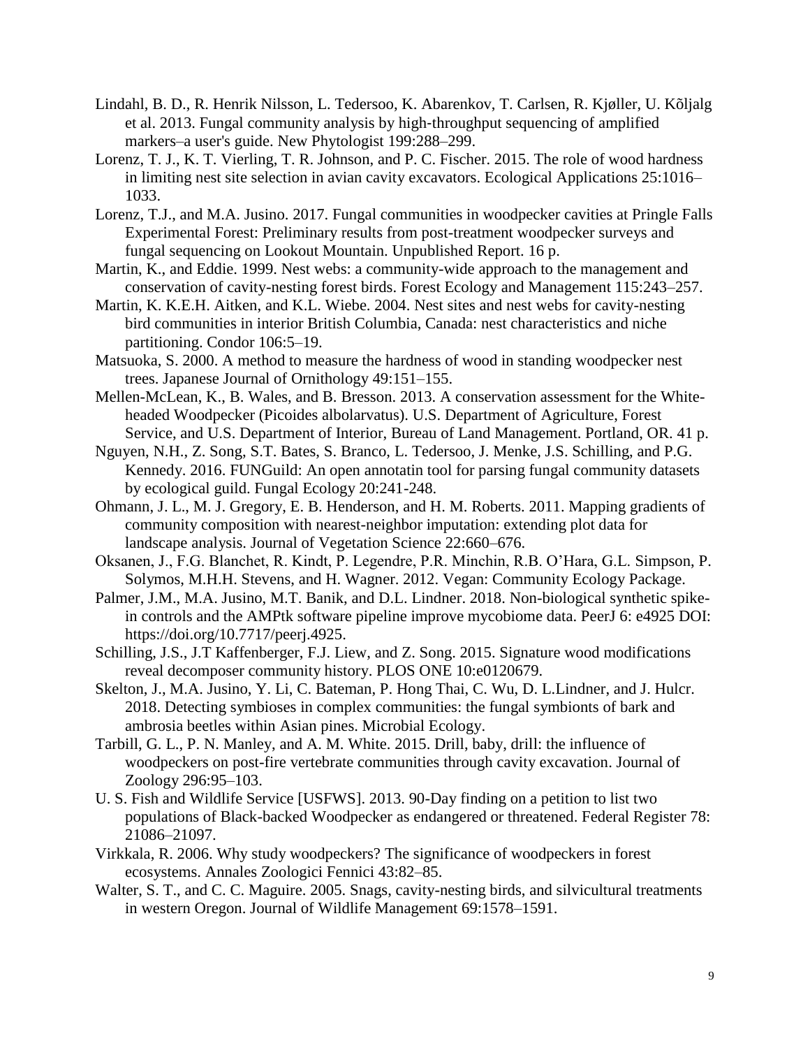Lindahl, B. D., R. Henrik Nilsson, L. Tedersoo, K. Abarenkov, T. Carlsen, R. Kjøller, U. Kõljalg et al. 2013. Fungal community analysis by high-throughput sequencing of amplified markers–a user's guide. New Phytologist 199:288–299.

Lorenz, T. J., K. T. Vierling, T. R. Johnson, and P. C. Fischer. 2015. The role of wood hardness in limiting nest site selection in avian cavity excavators. Ecological Applications 25:1016–1033.

Lorenz, T.J., and M.A. Jusino. 2017. Fungal communities in woodpecker cavities at Pringle Falls Experimental Forest: Preliminary results from post-treatment woodpecker surveys and fungal sequencing on Lookout Mountain. Unpublished Report. 16 p.

Martin, K., and Eddie. 1999. Nest webs: a community-wide approach to the management and conservation of cavity-nesting forest birds. Forest Ecology and Management 115:243–257.

Martin, K. K.E.H. Aitken, and K.L. Wiebe. 2004. Nest sites and nest webs for cavity-nesting bird communities in interior British Columbia, Canada: nest characteristics and niche partitioning. Condor 106:5–19.

Matsuoka, S. 2000. A method to measure the hardness of wood in standing woodpecker nest trees. Japanese Journal of Ornithology 49:151–155.

Mellen-McLean, K., B. Wales, and B. Bresson. 2013. A conservation assessment for the White-headed Woodpecker (Picoides albolarvatus). U.S. Department of Agriculture, Forest Service, and U.S. Department of Interior, Bureau of Land Management. Portland, OR. 41 p.

Nguyen, N.H., Z. Song, S.T. Bates, S. Branco, L. Tedersoo, J. Menke, J.S. Schilling, and P.G. Kennedy. 2016. FUNGuild: An open annotatin tool for parsing fungal community datasets by ecological guild. Fungal Ecology 20:241-248.

Ohmann, J. L., M. J. Gregory, E. B. Henderson, and H. M. Roberts. 2011. Mapping gradients of community composition with nearest-neighbor imputation: extending plot data for landscape analysis. Journal of Vegetation Science 22:660–676.

Oksanen, J., F.G. Blanchet, R. Kindt, P. Legendre, P.R. Minchin, R.B. O'Hara, G.L. Simpson, P. Solymos, M.H.H. Stevens, and H. Wagner. 2012. Vegan: Community Ecology Package.

Palmer, J.M., M.A. Jusino, M.T. Banik, and D.L. Lindner. 2018. Non-biological synthetic spike-in controls and the AMPtk software pipeline improve mycobiome data. PeerJ 6: e4925 DOI: https://doi.org/10.7717/peerj.4925.

Schilling, J.S., J.T Kaffenberger, F.J. Liew, and Z. Song. 2015. Signature wood modifications reveal decomposer community history. PLOS ONE 10:e0120679.

Skelton, J., M.A. Jusino, Y. Li, C. Bateman, P. Hong Thai, C. Wu, D. L.Lindner, and J. Hulcr. 2018. Detecting symbioses in complex communities: the fungal symbionts of bark and ambrosia beetles within Asian pines. Microbial Ecology.

Tarbill, G. L., P. N. Manley, and A. M. White. 2015. Drill, baby, drill: the influence of woodpeckers on post-fire vertebrate communities through cavity excavation. Journal of Zoology 296:95–103.

U. S. Fish and Wildlife Service [USFWS]. 2013. 90-Day finding on a petition to list two populations of Black-backed Woodpecker as endangered or threatened. Federal Register 78: 21086–21097.

Virkkala, R. 2006. Why study woodpeckers? The significance of woodpeckers in forest ecosystems. Annales Zoologici Fennici 43:82–85.

Walter, S. T., and C. C. Maguire. 2005. Snags, cavity-nesting birds, and silvicultural treatments in western Oregon. Journal of Wildlife Management 69:1578–1591.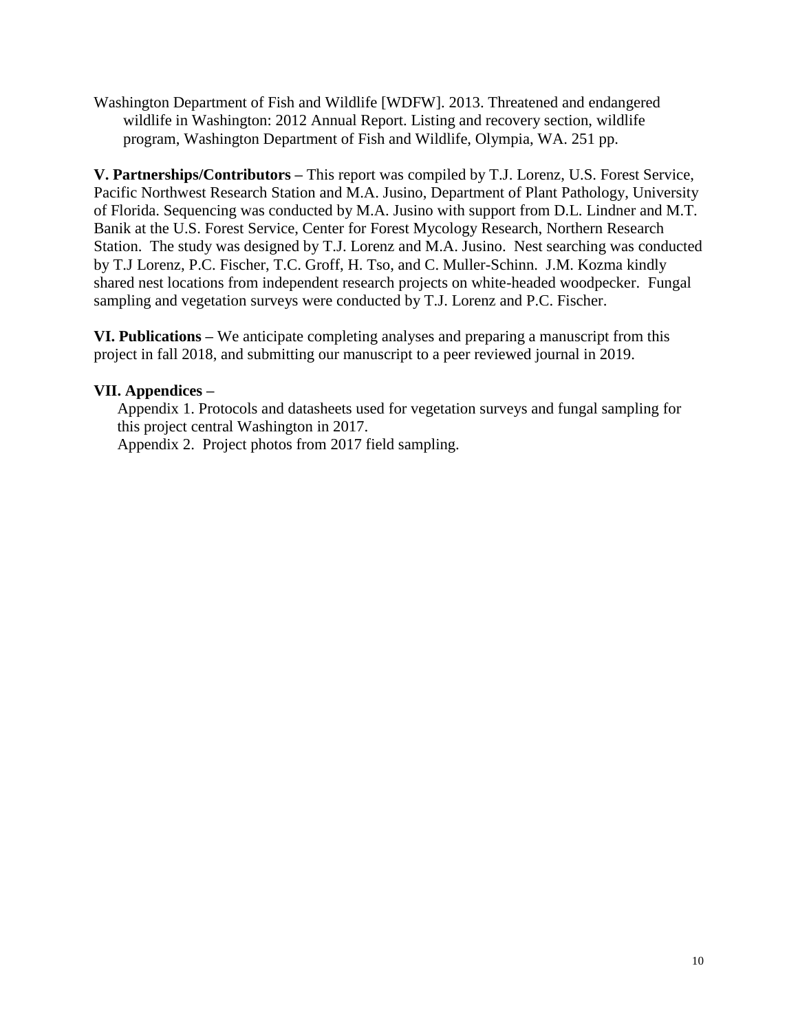Washington Department of Fish and Wildlife [WDFW]. 2013. Threatened and endangered wildlife in Washington: 2012 Annual Report. Listing and recovery section, wildlife program, Washington Department of Fish and Wildlife, Olympia, WA. 251 pp.

**V. Partnerships/Contributors –** This report was compiled by T.J. Lorenz, U.S. Forest Service, Pacific Northwest Research Station and M.A. Jusino, Department of Plant Pathology, University of Florida. Sequencing was conducted by M.A. Jusino with support from D.L. Lindner and M.T. Banik at the U.S. Forest Service, Center for Forest Mycology Research, Northern Research Station. The study was designed by T.J. Lorenz and M.A. Jusino. Nest searching was conducted by T.J Lorenz, P.C. Fischer, T.C. Groff, H. Tso, and C. Muller-Schinn. J.M. Kozma kindly shared nest locations from independent research projects on white-headed woodpecker. Fungal sampling and vegetation surveys were conducted by T.J. Lorenz and P.C. Fischer.

**VI. Publications –** We anticipate completing analyses and preparing a manuscript from this project in fall 2018, and submitting our manuscript to a peer reviewed journal in 2019.

**VII. Appendices –**

Appendix 1. Protocols and datasheets used for vegetation surveys and fungal sampling for this project central Washington in 2017.

Appendix 2. Project photos from 2017 field sampling.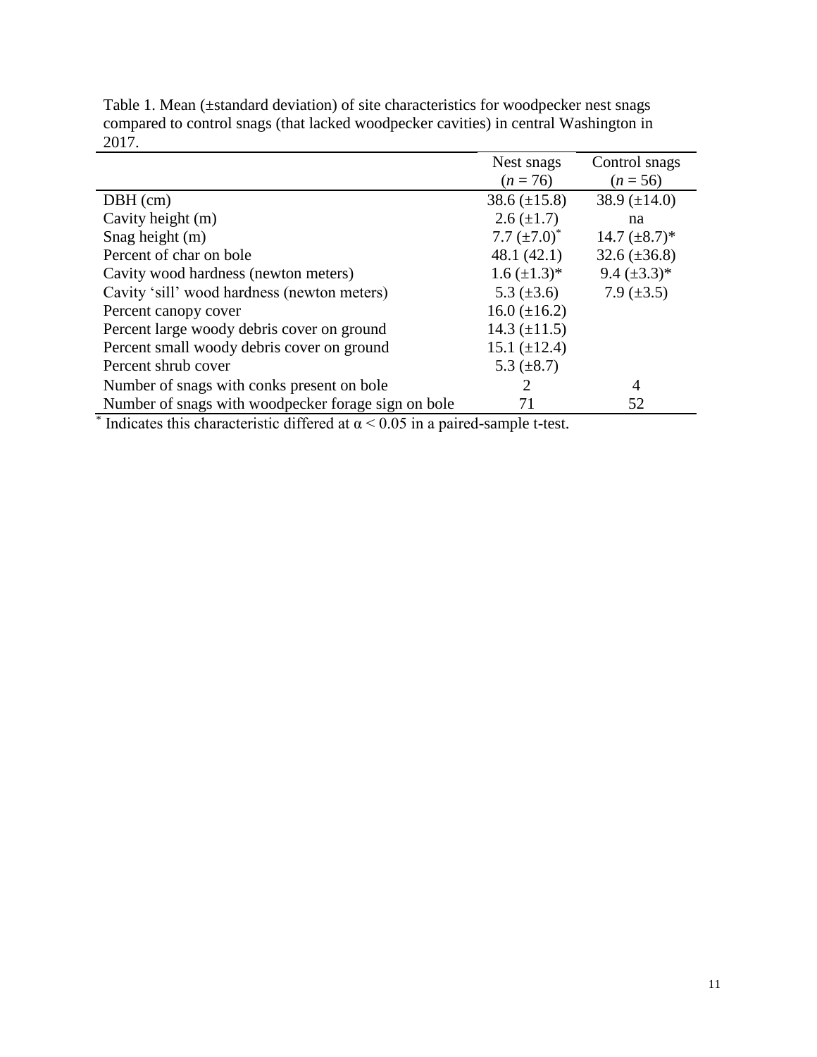Table 1. Mean (±standard deviation) of site characteristics for woodpecker nest snags compared to control snags (that lacked woodpecker cavities) in central Washington in 2017.

| | Nest snags ($n$ = 76) | Control snags ($n$ = 56) |
|---|---|---|
| DBH (cm) | 38.6 (±15.8) | 38.9 (±14.0) |
| Cavity height (m) | 2.6 (±1.7) | na |
| Snag height (m) | 7.7 (±7.0)* | 14.7 (±8.7)* |
| Percent of char on bole | 48.1 (42.1) | 32.6 (±36.8) |
| Cavity wood hardness (newton meters) | 1.6 (±1.3)* | 9.4 (±3.3)* |
| Cavity 'sill' wood hardness (newton meters) | 5.3 (±3.6) | 7.9 (±3.5) |
| Percent canopy cover | 16.0 (±16.2) | |
| Percent large woody debris cover on ground | 14.3 (±11.5) | |
| Percent small woody debris cover on ground | 15.1 (±12.4) | |
| Percent shrub cover | 5.3 (±8.7) | |
| Number of snags with conks present on bole | 2 | 4 |
| Number of snags with woodpecker forage sign on bole | 71 | 52 |

* Indicates this characteristic differed at $\alpha < 0.05$ in a paired-sample t-test.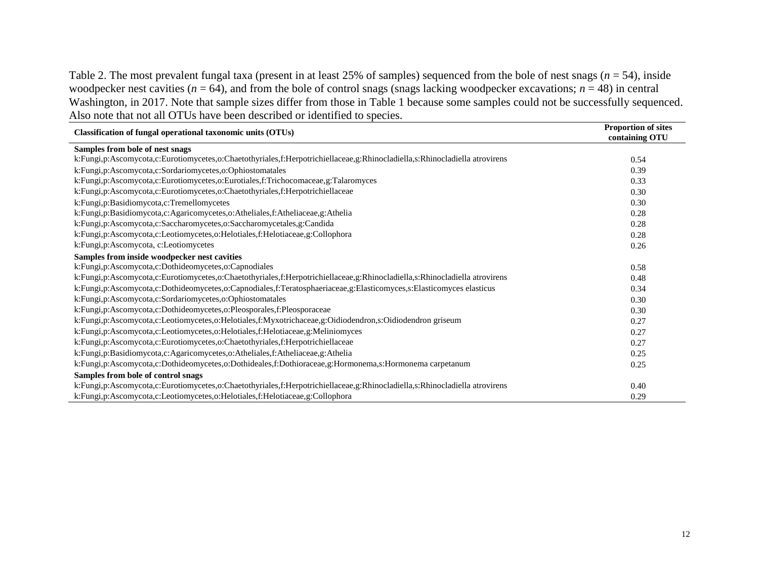Table 2. The most prevalent fungal taxa (present in at least 25% of samples) sequenced from the bole of nest snags (*n* = 54), inside woodpecker nest cavities (*n* = 64), and from the bole of control snags (snags lacking woodpecker excavations; *n* = 48) in central Washington, in 2017. Note that sample sizes differ from those in Table 1 because some samples could not be successfully sequenced. Also note that not all OTUs have been described or identified to species.

| Classification of fungal operational taxonomic units (OTUs) | Proportion of sites containing OTU |
|---|---|
| **Samples from bole of nest snags** | |
| k:Fungi,p:Ascomycota,c:Eurotiomycetes,o:Chaetothyriales,f:Herpotrichiellaceae,g:Rhinocladiella,s:Rhinocladiella atrovirens | 0.54 |
| k:Fungi,p:Ascomycota,c:Sordariomycetes,o:Ophiostomatales | 0.39 |
| k:Fungi,p:Ascomycota,c:Eurotiomycetes,o:Eurotiales,f:Trichocomaceae,g:Talaromyces | 0.33 |
| k:Fungi,p:Ascomycota,c:Eurotiomycetes,o:Chaetothyriales,f:Herpotrichiellaceae | 0.30 |
| k:Fungi,p:Basidiomycota,c:Tremellomycetes | 0.30 |
| k:Fungi,p:Basidiomycota,c:Agaricomycetes,o:Atheliales,f:Atheliaceae,g:Athelia | 0.28 |
| k:Fungi,p:Ascomycota,c:Saccharomycetes,o:Saccharomycetales,g:Candida | 0.28 |
| k:Fungi,p:Ascomycota,c:Leotiomycetes,o:Helotiales,f:Helotiaceae,g:Collophora | 0.28 |
| k:Fungi,p:Ascomycota, c:Leotiomycetes | 0.26 |
| **Samples from inside woodpecker nest cavities** | |
| k:Fungi,p:Ascomycota,c:Dothideomycetes,o:Capnodiales | 0.58 |
| k:Fungi,p:Ascomycota,c:Eurotiomycetes,o:Chaetothyriales,f:Herpotrichiellaceae,g:Rhinocladiella,s:Rhinocladiella atrovirens | 0.48 |
| k:Fungi,p:Ascomycota,c:Dothideomycetes,o:Capnodiales,f:Teratosphaeriaceae,g:Elasticomyces,s:Elasticomyces elasticus | 0.34 |
| k:Fungi,p:Ascomycota,c:Sordariomycetes,o:Ophiostomatales | 0.30 |
| k:Fungi,p:Ascomycota,c:Dothideomycetes,o:Pleosporales,f:Pleosporaceae | 0.30 |
| k:Fungi,p:Ascomycota,c:Leotiomycetes,o:Helotiales,f:Myxotrichaceae,g:Oidiodendron,s:Oidiodendron griseum | 0.27 |
| k:Fungi,p:Ascomycota,c:Leotiomycetes,o:Helotiales,f:Helotiaceae,g:Meliniomyces | 0.27 |
| k:Fungi,p:Ascomycota,c:Eurotiomycetes,o:Chaetothyriales,f:Herpotrichiellaceae | 0.27 |
| k:Fungi,p:Basidiomycota,c:Agaricomycetes,o:Atheliales,f:Atheliaceae,g:Athelia | 0.25 |
| k:Fungi,p:Ascomycota,c:Dothideomycetes,o:Dothideales,f:Dothioraceae,g:Hormonema,s:Hormonema carpetanum | 0.25 |
| **Samples from bole of control snags** | |
| k:Fungi,p:Ascomycota,c:Eurotiomycetes,o:Chaetothyriales,f:Herpotrichiellaceae,g:Rhinocladiella,s:Rhinocladiella atrovirens | 0.40 |
| k:Fungi,p:Ascomycota,c:Leotiomycetes,o:Helotiales,f:Helotiaceae,g:Collophora | 0.29 |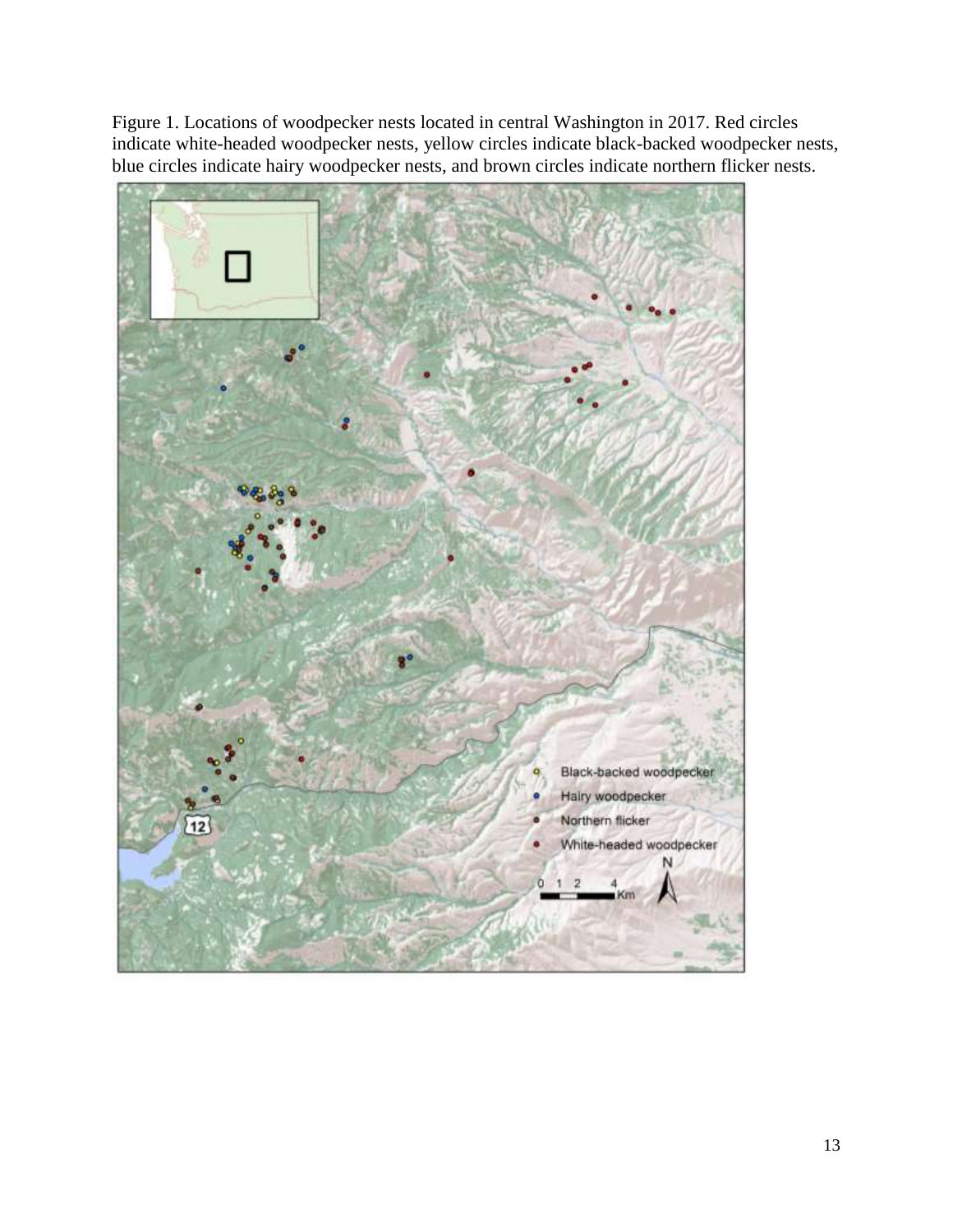Figure 1. Locations of woodpecker nests located in central Washington in 2017. Red circles indicate white-headed woodpecker nests, yellow circles indicate black-backed woodpecker nests, blue circles indicate hairy woodpecker nests, and brown circles indicate northern flicker nests.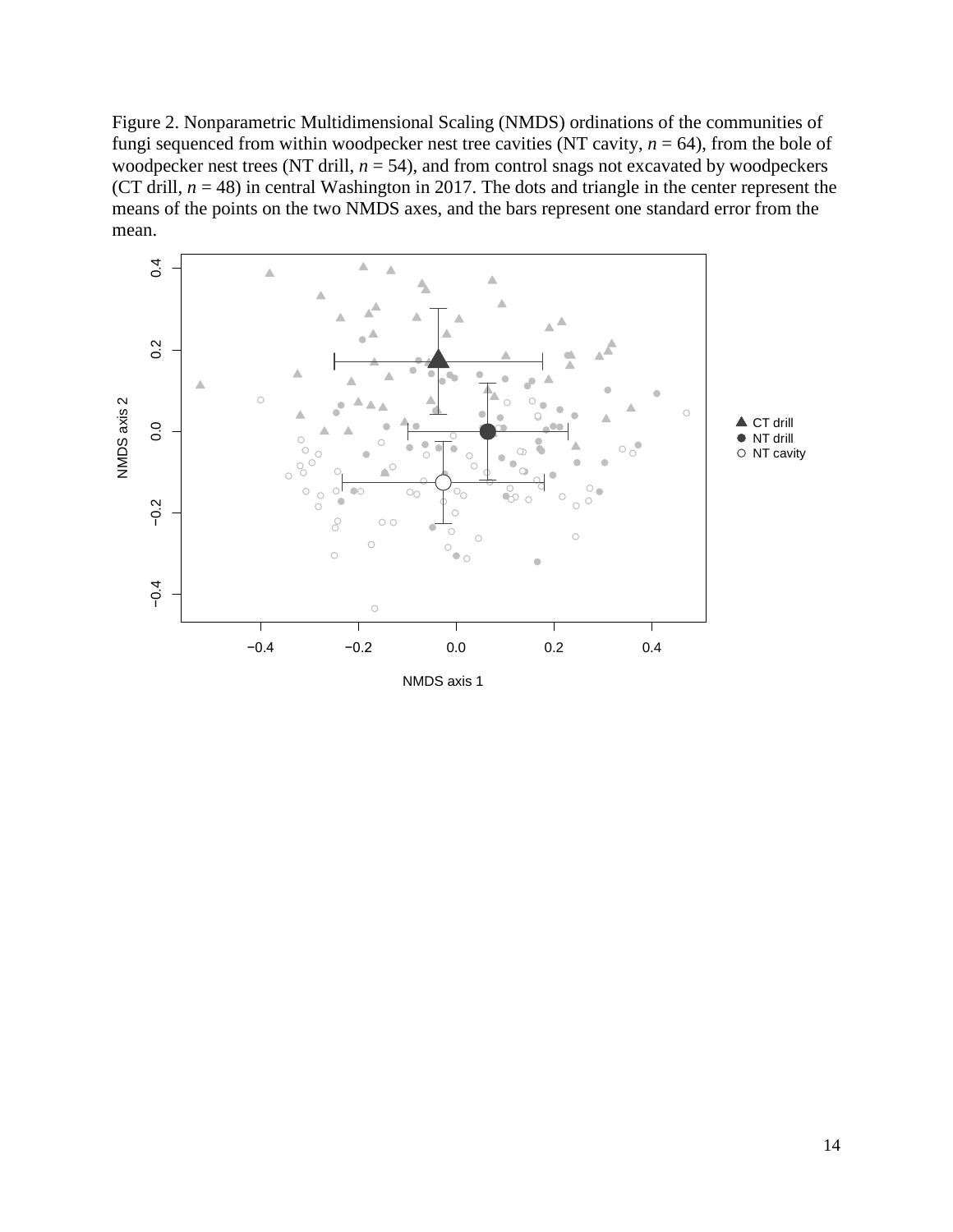Figure 2. Nonparametric Multidimensional Scaling (NMDS) ordinations of the communities of fungi sequenced from within woodpecker nest tree cavities (NT cavity, *n* = 64), from the bole of woodpecker nest trees (NT drill, *n* = 54), and from control snags not excavated by woodpeckers (CT drill, *n* = 48) in central Washington in 2017. The dots and triangle in the center represent the means of the points on the two NMDS axes, and the bars represent one standard error from the mean.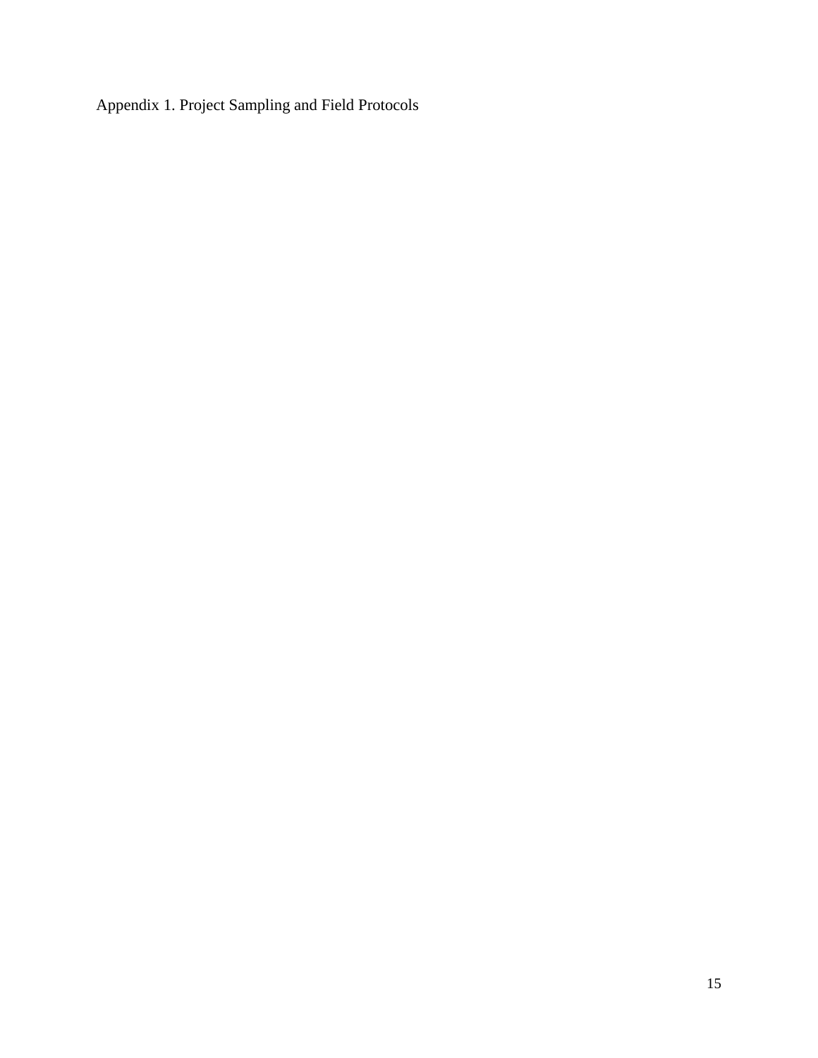Appendix 1. Project Sampling and Field Protocols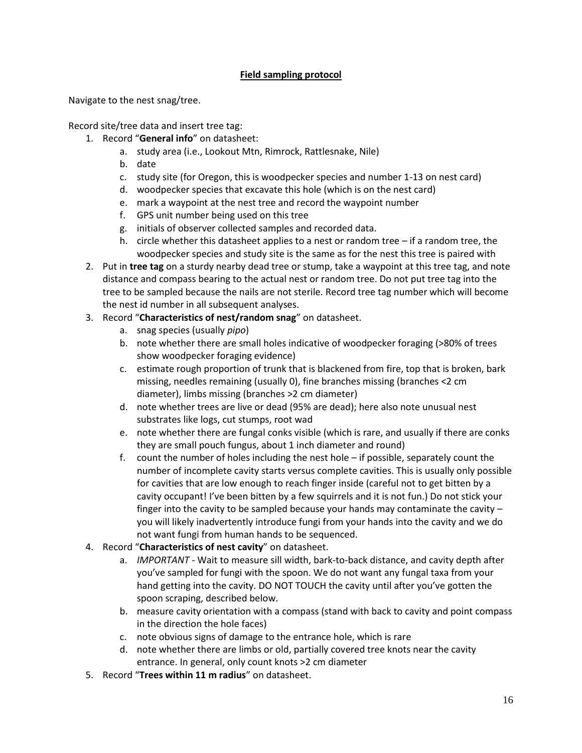**<u>Field sampling protocol</u>**

Navigate to the nest snag/tree.

Record site/tree data and insert tree tag:

1. Record "**General info**" on datasheet:
    a. study area (i.e., Lookout Mtn, Rimrock, Rattlesnake, Nile)
    b. date
    c. study site (for Oregon, this is woodpecker species and number 1-13 on nest card)
    d. woodpecker species that excavate this hole (which is on the nest card)
    e. mark a waypoint at the nest tree and record the waypoint number
    f. GPS unit number being used on this tree
    g. initials of observer collected samples and recorded data.
    h. circle whether this datasheet applies to a nest or random tree – if a random tree, the woodpecker species and study site is the same as for the nest this tree is paired with
2. Put in **tree tag** on a sturdy nearby dead tree or stump, take a waypoint at this tree tag, and note distance and compass bearing to the actual nest or random tree. Do not put tree tag into the tree to be sampled because the nails are not sterile. Record tree tag number which will become the nest id number in all subsequent analyses.
3. Record "**Characteristics of nest/random snag**" on datasheet.
    a. snag species (usually *pipo*)
    b. note whether there are small holes indicative of woodpecker foraging (>80% of trees show woodpecker foraging evidence)
    c. estimate rough proportion of trunk that is blackened from fire, top that is broken, bark missing, needles remaining (usually 0), fine branches missing (branches <2 cm diameter), limbs missing (branches >2 cm diameter)
    d. note whether trees are live or dead (95% are dead); here also note unusual nest substrates like logs, cut stumps, root wad
    e. note whether there are fungal conks visible (which is rare, and usually if there are conks they are small pouch fungus, about 1 inch diameter and round)
    f. count the number of holes including the nest hole – if possible, separately count the number of incomplete cavity starts versus complete cavities. This is usually only possible for cavities that are low enough to reach finger inside (careful not to get bitten by a cavity occupant! I've been bitten by a few squirrels and it is not fun.) Do not stick your finger into the cavity to be sampled because your hands may contaminate the cavity – you will likely inadvertently introduce fungi from your hands into the cavity and we do not want fungi from human hands to be sequenced.
4. Record "**Characteristics of nest cavity**" on datasheet.
    a. *IMPORTANT* - Wait to measure sill width, bark-to-back distance, and cavity depth after you've sampled for fungi with the spoon. We do not want any fungal taxa from your hand getting into the cavity. DO NOT TOUCH the cavity until after you've gotten the spoon scraping, described below.
    b. measure cavity orientation with a compass (stand with back to cavity and point compass in the direction the hole faces)
    c. note obvious signs of damage to the entrance hole, which is rare
    d. note whether there are limbs or old, partially covered tree knots near the cavity entrance. In general, only count knots >2 cm diameter
5. Record "**Trees within 11 m radius**" on datasheet.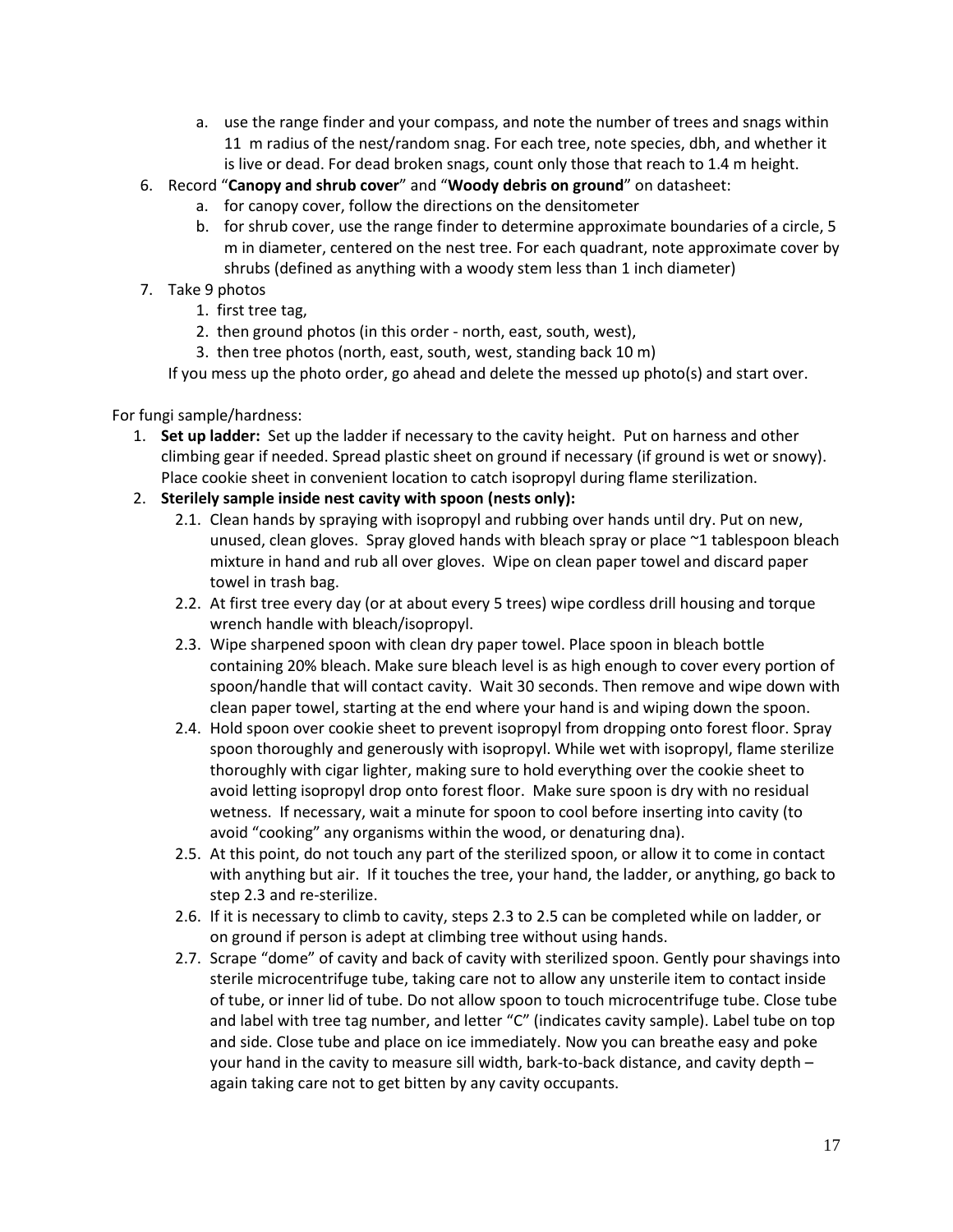a. use the range finder and your compass, and note the number of trees and snags within 11 m radius of the nest/random snag. For each tree, note species, dbh, and whether it is live or dead. For dead broken snags, count only those that reach to 1.4 m height.

6. Record "**Canopy and shrub cover**" and "**Woody debris on ground**" on datasheet:
   a. for canopy cover, follow the directions on the densitometer
   b. for shrub cover, use the range finder to determine approximate boundaries of a circle, 5 m in diameter, centered on the nest tree. For each quadrant, note approximate cover by shrubs (defined as anything with a woody stem less than 1 inch diameter)
7. Take 9 photos
   1. first tree tag,
   2. then ground photos (in this order - north, east, south, west),
   3. then tree photos (north, east, south, west, standing back 10 m)

   If you mess up the photo order, go ahead and delete the messed up photo(s) and start over.

For fungi sample/hardness:

1. **Set up ladder:** Set up the ladder if necessary to the cavity height. Put on harness and other climbing gear if needed. Spread plastic sheet on ground if necessary (if ground is wet or snowy). Place cookie sheet in convenient location to catch isopropyl during flame sterilization.
2. **Sterilely sample inside nest cavity with spoon (nests only):**
   - 2.1. Clean hands by spraying with isopropyl and rubbing over hands until dry. Put on new, unused, clean gloves. Spray gloved hands with bleach spray or place ~1 tablespoon bleach mixture in hand and rub all over gloves. Wipe on clean paper towel and discard paper towel in trash bag.
   - 2.2. At first tree every day (or at about every 5 trees) wipe cordless drill housing and torque wrench handle with bleach/isopropyl.
   - 2.3. Wipe sharpened spoon with clean dry paper towel. Place spoon in bleach bottle containing 20% bleach. Make sure bleach level is as high enough to cover every portion of spoon/handle that will contact cavity. Wait 30 seconds. Then remove and wipe down with clean paper towel, starting at the end where your hand is and wiping down the spoon.
   - 2.4. Hold spoon over cookie sheet to prevent isopropyl from dropping onto forest floor. Spray spoon thoroughly and generously with isopropyl. While wet with isopropyl, flame sterilize thoroughly with cigar lighter, making sure to hold everything over the cookie sheet to avoid letting isopropyl drop onto forest floor. Make sure spoon is dry with no residual wetness. If necessary, wait a minute for spoon to cool before inserting into cavity (to avoid "cooking" any organisms within the wood, or denaturing dna).
   - 2.5. At this point, do not touch any part of the sterilized spoon, or allow it to come in contact with anything but air. If it touches the tree, your hand, the ladder, or anything, go back to step 2.3 and re-sterilize.
   - 2.6. If it is necessary to climb to cavity, steps 2.3 to 2.5 can be completed while on ladder, or on ground if person is adept at climbing tree without using hands.
   - 2.7. Scrape "dome" of cavity and back of cavity with sterilized spoon. Gently pour shavings into sterile microcentrifuge tube, taking care not to allow any unsterile item to contact inside of tube, or inner lid of tube. Do not allow spoon to touch microcentrifuge tube. Close tube and label with tree tag number, and letter "C" (indicates cavity sample). Label tube on top and side. Close tube and place on ice immediately. Now you can breathe easy and poke your hand in the cavity to measure sill width, bark-to-back distance, and cavity depth – again taking care not to get bitten by any cavity occupants.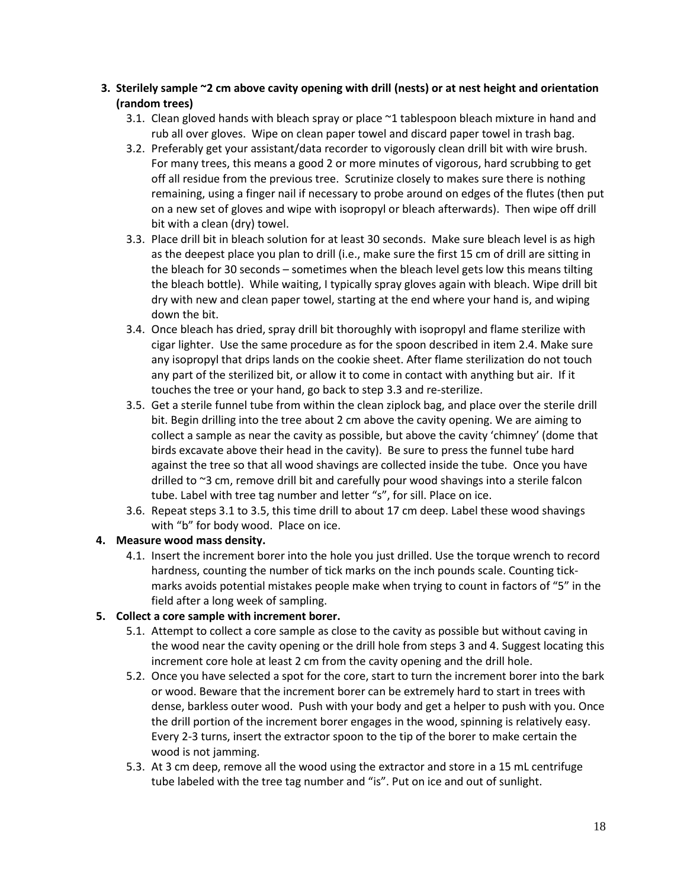**3. Sterilely sample ~2 cm above cavity opening with drill (nests) or at nest height and orientation (random trees)**

3.1. Clean gloved hands with bleach spray or place ~1 tablespoon bleach mixture in hand and rub all over gloves. Wipe on clean paper towel and discard paper towel in trash bag.

3.2. Preferably get your assistant/data recorder to vigorously clean drill bit with wire brush. For many trees, this means a good 2 or more minutes of vigorous, hard scrubbing to get off all residue from the previous tree. Scrutinize closely to makes sure there is nothing remaining, using a finger nail if necessary to probe around on edges of the flutes (then put on a new set of gloves and wipe with isopropyl or bleach afterwards). Then wipe off drill bit with a clean (dry) towel.

3.3. Place drill bit in bleach solution for at least 30 seconds. Make sure bleach level is as high as the deepest place you plan to drill (i.e., make sure the first 15 cm of drill are sitting in the bleach for 30 seconds – sometimes when the bleach level gets low this means tilting the bleach bottle). While waiting, I typically spray gloves again with bleach. Wipe drill bit dry with new and clean paper towel, starting at the end where your hand is, and wiping down the bit.

3.4. Once bleach has dried, spray drill bit thoroughly with isopropyl and flame sterilize with cigar lighter. Use the same procedure as for the spoon described in item 2.4. Make sure any isopropyl that drips lands on the cookie sheet. After flame sterilization do not touch any part of the sterilized bit, or allow it to come in contact with anything but air. If it touches the tree or your hand, go back to step 3.3 and re-sterilize.

3.5. Get a sterile funnel tube from within the clean ziplock bag, and place over the sterile drill bit. Begin drilling into the tree about 2 cm above the cavity opening. We are aiming to collect a sample as near the cavity as possible, but above the cavity 'chimney' (dome that birds excavate above their head in the cavity). Be sure to press the funnel tube hard against the tree so that all wood shavings are collected inside the tube. Once you have drilled to ~3 cm, remove drill bit and carefully pour wood shavings into a sterile falcon tube. Label with tree tag number and letter "s", for sill. Place on ice.

3.6. Repeat steps 3.1 to 3.5, this time drill to about 17 cm deep. Label these wood shavings with "b" for body wood. Place on ice.

**4. Measure wood mass density.**

4.1. Insert the increment borer into the hole you just drilled. Use the torque wrench to record hardness, counting the number of tick marks on the inch pounds scale. Counting tick-marks avoids potential mistakes people make when trying to count in factors of "5" in the field after a long week of sampling.

**5. Collect a core sample with increment borer.**

5.1. Attempt to collect a core sample as close to the cavity as possible but without caving in the wood near the cavity opening or the drill hole from steps 3 and 4. Suggest locating this increment core hole at least 2 cm from the cavity opening and the drill hole.

5.2. Once you have selected a spot for the core, start to turn the increment borer into the bark or wood. Beware that the increment borer can be extremely hard to start in trees with dense, barkless outer wood. Push with your body and get a helper to push with you. Once the drill portion of the increment borer engages in the wood, spinning is relatively easy. Every 2-3 turns, insert the extractor spoon to the tip of the borer to make certain the wood is not jamming.

5.3. At 3 cm deep, remove all the wood using the extractor and store in a 15 mL centrifuge tube labeled with the tree tag number and "is". Put on ice and out of sunlight.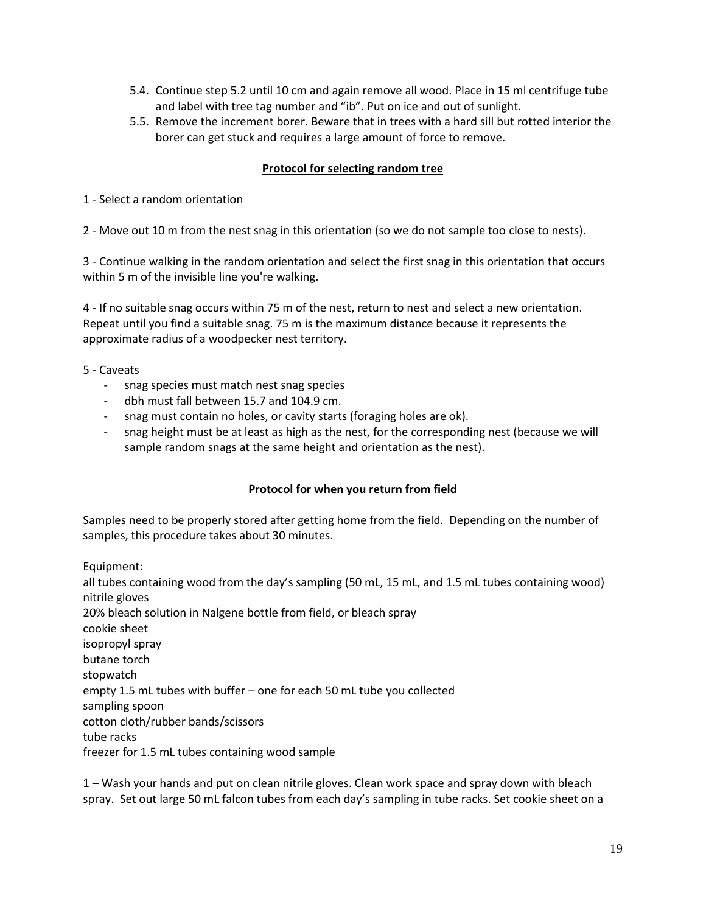5.4. Continue step 5.2 until 10 cm and again remove all wood. Place in 15 ml centrifuge tube and label with tree tag number and “ib”. Put on ice and out of sunlight.

5.5. Remove the increment borer. Beware that in trees with a hard sill but rotted interior the borer can get stuck and requires a large amount of force to remove.

**Protocol for selecting random tree**

1 - Select a random orientation

2 - Move out 10 m from the nest snag in this orientation (so we do not sample too close to nests).

3 - Continue walking in the random orientation and select the first snag in this orientation that occurs within 5 m of the invisible line you're walking.

4 - If no suitable snag occurs within 75 m of the nest, return to nest and select a new orientation. Repeat until you find a suitable snag. 75 m is the maximum distance because it represents the approximate radius of a woodpecker nest territory.

5 - Caveats

- snag species must match nest snag species
- dbh must fall between 15.7 and 104.9 cm.
- snag must contain no holes, or cavity starts (foraging holes are ok).
- snag height must be at least as high as the nest, for the corresponding nest (because we will sample random snags at the same height and orientation as the nest).

**Protocol for when you return from field**

Samples need to be properly stored after getting home from the field. Depending on the number of samples, this procedure takes about 30 minutes.

Equipment:
all tubes containing wood from the day’s sampling (50 mL, 15 mL, and 1.5 mL tubes containing wood)
nitrile gloves
20% bleach solution in Nalgene bottle from field, or bleach spray
cookie sheet
isopropyl spray
butane torch
stopwatch
empty 1.5 mL tubes with buffer – one for each 50 mL tube you collected
sampling spoon
cotton cloth/rubber bands/scissors
tube racks
freezer for 1.5 mL tubes containing wood sample

1 – Wash your hands and put on clean nitrile gloves. Clean work space and spray down with bleach spray. Set out large 50 mL falcon tubes from each day’s sampling in tube racks. Set cookie sheet on a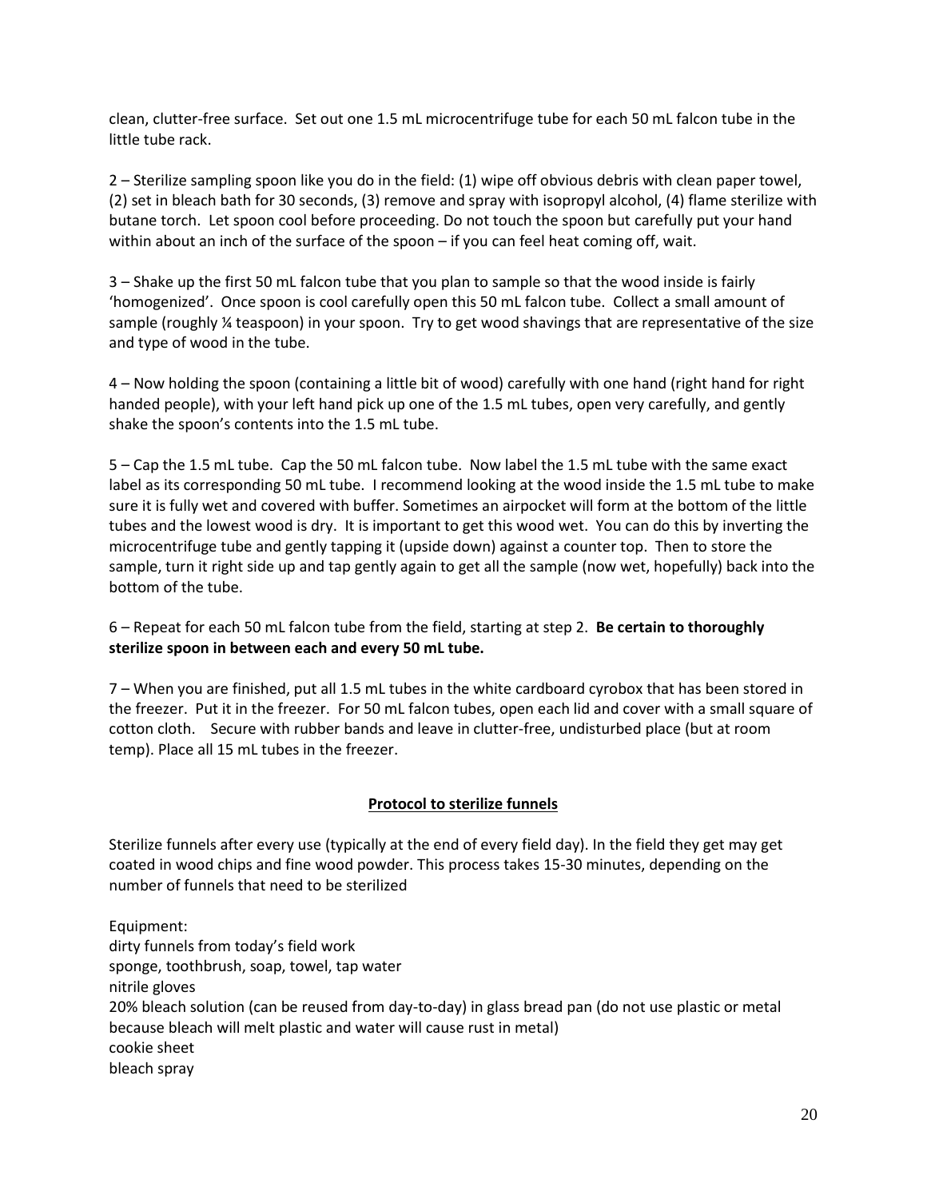clean, clutter-free surface. Set out one 1.5 mL microcentrifuge tube for each 50 mL falcon tube in the little tube rack.

2 – Sterilize sampling spoon like you do in the field: (1) wipe off obvious debris with clean paper towel, (2) set in bleach bath for 30 seconds, (3) remove and spray with isopropyl alcohol, (4) flame sterilize with butane torch. Let spoon cool before proceeding. Do not touch the spoon but carefully put your hand within about an inch of the surface of the spoon – if you can feel heat coming off, wait.

3 – Shake up the first 50 mL falcon tube that you plan to sample so that the wood inside is fairly 'homogenized'. Once spoon is cool carefully open this 50 mL falcon tube. Collect a small amount of sample (roughly ¼ teaspoon) in your spoon. Try to get wood shavings that are representative of the size and type of wood in the tube.

4 – Now holding the spoon (containing a little bit of wood) carefully with one hand (right hand for right handed people), with your left hand pick up one of the 1.5 mL tubes, open very carefully, and gently shake the spoon's contents into the 1.5 mL tube.

5 – Cap the 1.5 mL tube. Cap the 50 mL falcon tube. Now label the 1.5 mL tube with the same exact label as its corresponding 50 mL tube. I recommend looking at the wood inside the 1.5 mL tube to make sure it is fully wet and covered with buffer. Sometimes an airpocket will form at the bottom of the little tubes and the lowest wood is dry. It is important to get this wood wet. You can do this by inverting the microcentrifuge tube and gently tapping it (upside down) against a counter top. Then to store the sample, turn it right side up and tap gently again to get all the sample (now wet, hopefully) back into the bottom of the tube.

6 – Repeat for each 50 mL falcon tube from the field, starting at step 2. **Be certain to thoroughly sterilize spoon in between each and every 50 mL tube.**

7 – When you are finished, put all 1.5 mL tubes in the white cardboard cyrobox that has been stored in the freezer. Put it in the freezer. For 50 mL falcon tubes, open each lid and cover with a small square of cotton cloth. Secure with rubber bands and leave in clutter-free, undisturbed place (but at room temp). Place all 15 mL tubes in the freezer.

## Protocol to sterilize funnels

Sterilize funnels after every use (typically at the end of every field day). In the field they get may get coated in wood chips and fine wood powder. This process takes 15-30 minutes, depending on the number of funnels that need to be sterilized

Equipment:
dirty funnels from today's field work
sponge, toothbrush, soap, towel, tap water
nitrile gloves
20% bleach solution (can be reused from day-to-day) in glass bread pan (do not use plastic or metal because bleach will melt plastic and water will cause rust in metal)
cookie sheet
bleach spray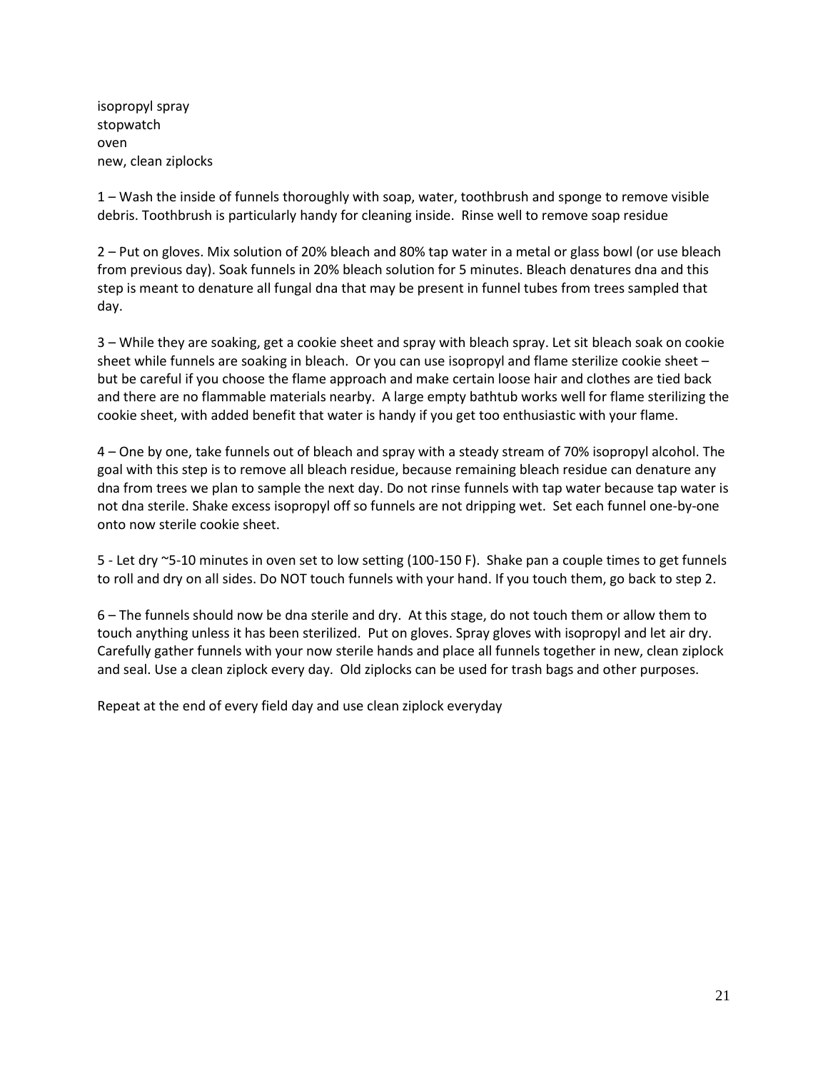isopropyl spray
stopwatch
oven
new, clean ziplocks

1 – Wash the inside of funnels thoroughly with soap, water, toothbrush and sponge to remove visible debris. Toothbrush is particularly handy for cleaning inside. Rinse well to remove soap residue

2 – Put on gloves. Mix solution of 20% bleach and 80% tap water in a metal or glass bowl (or use bleach from previous day). Soak funnels in 20% bleach solution for 5 minutes. Bleach denatures dna and this step is meant to denature all fungal dna that may be present in funnel tubes from trees sampled that day.

3 – While they are soaking, get a cookie sheet and spray with bleach spray. Let sit bleach soak on cookie sheet while funnels are soaking in bleach. Or you can use isopropyl and flame sterilize cookie sheet – but be careful if you choose the flame approach and make certain loose hair and clothes are tied back and there are no flammable materials nearby. A large empty bathtub works well for flame sterilizing the cookie sheet, with added benefit that water is handy if you get too enthusiastic with your flame.

4 – One by one, take funnels out of bleach and spray with a steady stream of 70% isopropyl alcohol. The goal with this step is to remove all bleach residue, because remaining bleach residue can denature any dna from trees we plan to sample the next day. Do not rinse funnels with tap water because tap water is not dna sterile. Shake excess isopropyl off so funnels are not dripping wet. Set each funnel one-by-one onto now sterile cookie sheet.

5 - Let dry ~5-10 minutes in oven set to low setting (100-150 F). Shake pan a couple times to get funnels to roll and dry on all sides. Do NOT touch funnels with your hand. If you touch them, go back to step 2.

6 – The funnels should now be dna sterile and dry. At this stage, do not touch them or allow them to touch anything unless it has been sterilized. Put on gloves. Spray gloves with isopropyl and let air dry. Carefully gather funnels with your now sterile hands and place all funnels together in new, clean ziplock and seal. Use a clean ziplock every day. Old ziplocks can be used for trash bags and other purposes.

Repeat at the end of every field day and use clean ziplock everyday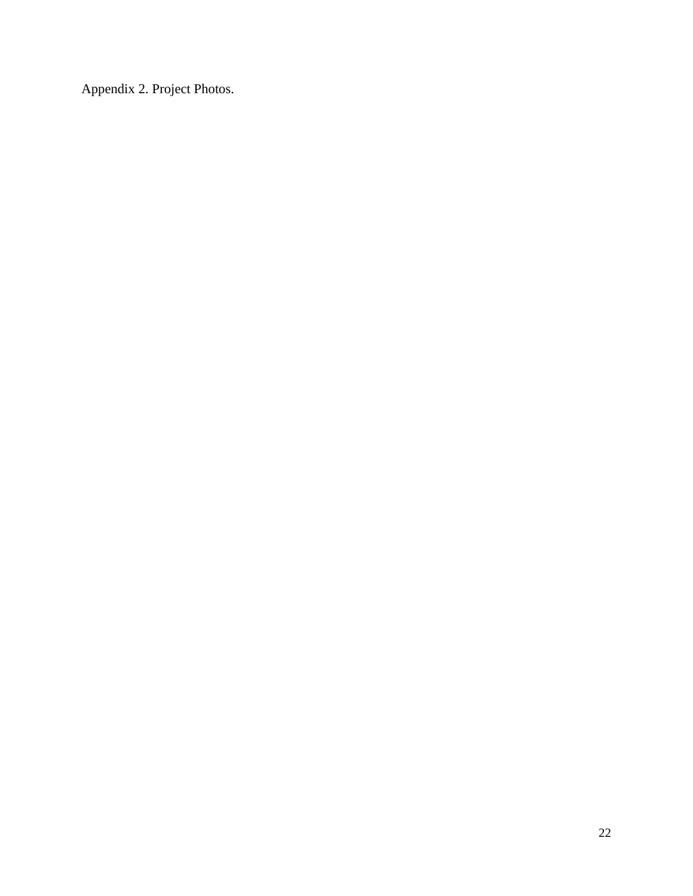Appendix 2. Project Photos.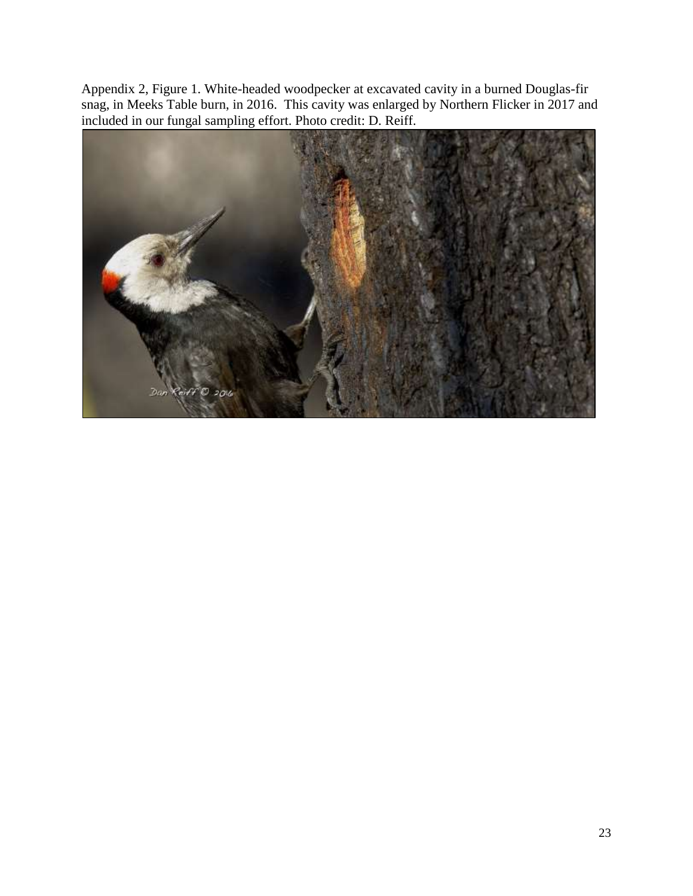Appendix 2, Figure 1. White-headed woodpecker at excavated cavity in a burned Douglas-fir snag, in Meeks Table burn, in 2016. This cavity was enlarged by Northern Flicker in 2017 and included in our fungal sampling effort. Photo credit: D. Reiff.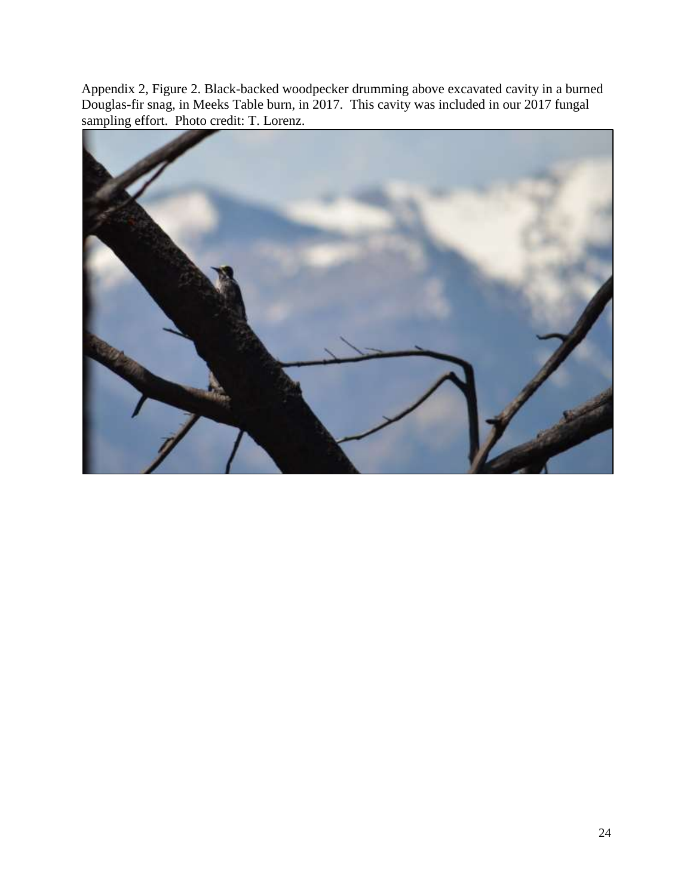Appendix 2, Figure 2. Black-backed woodpecker drumming above excavated cavity in a burned Douglas-fir snag, in Meeks Table burn, in 2017. This cavity was included in our 2017 fungal sampling effort. Photo credit: T. Lorenz.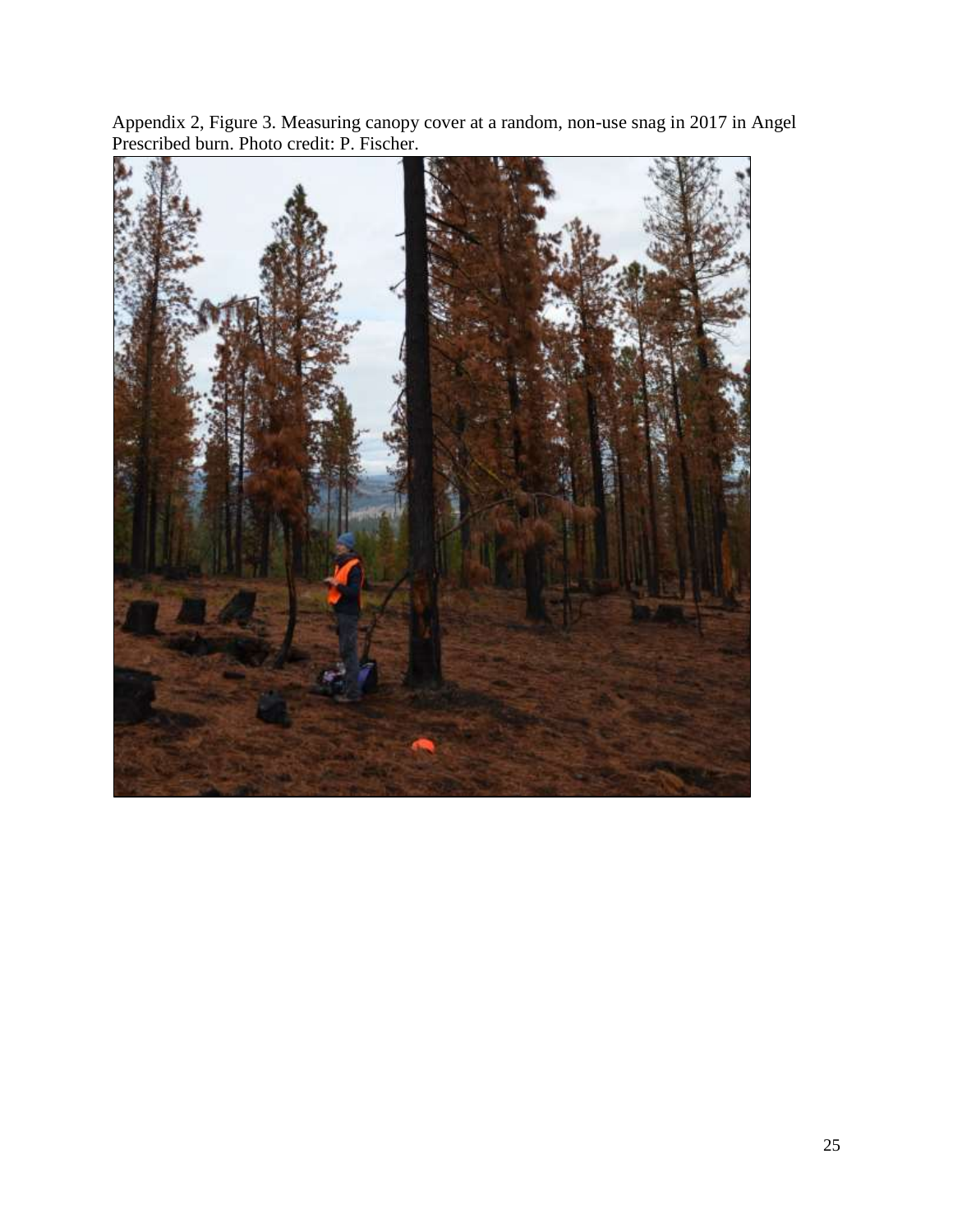Appendix 2, Figure 3. Measuring canopy cover at a random, non-use snag in 2017 in Angel Prescribed burn. Photo credit: P. Fischer.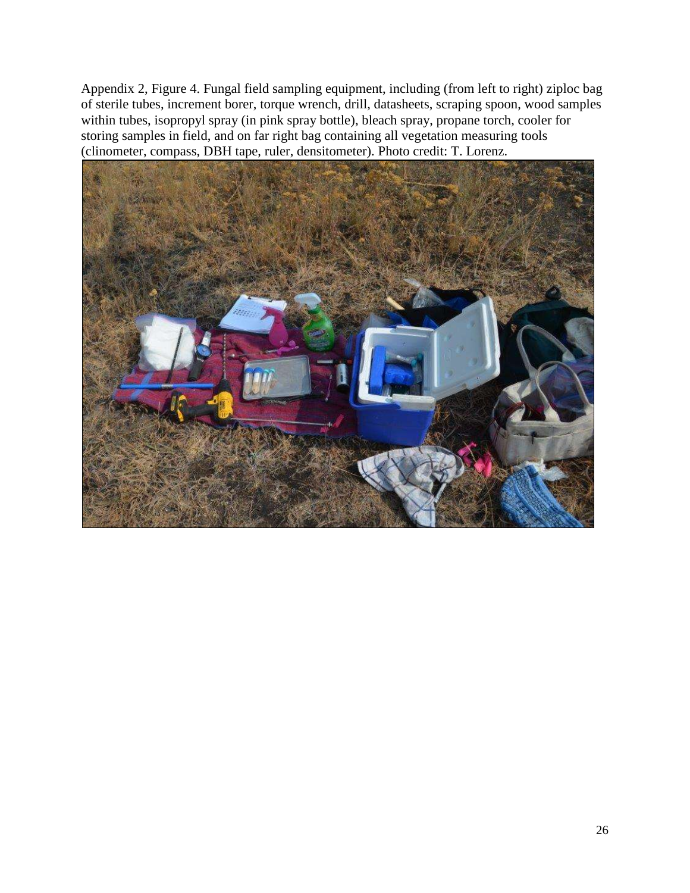Appendix 2, Figure 4. Fungal field sampling equipment, including (from left to right) ziploc bag of sterile tubes, increment borer, torque wrench, drill, datasheets, scraping spoon, wood samples within tubes, isopropyl spray (in pink spray bottle), bleach spray, propane torch, cooler for storing samples in field, and on far right bag containing all vegetation measuring tools (clinometer, compass, DBH tape, ruler, densitometer). Photo credit: T. Lorenz.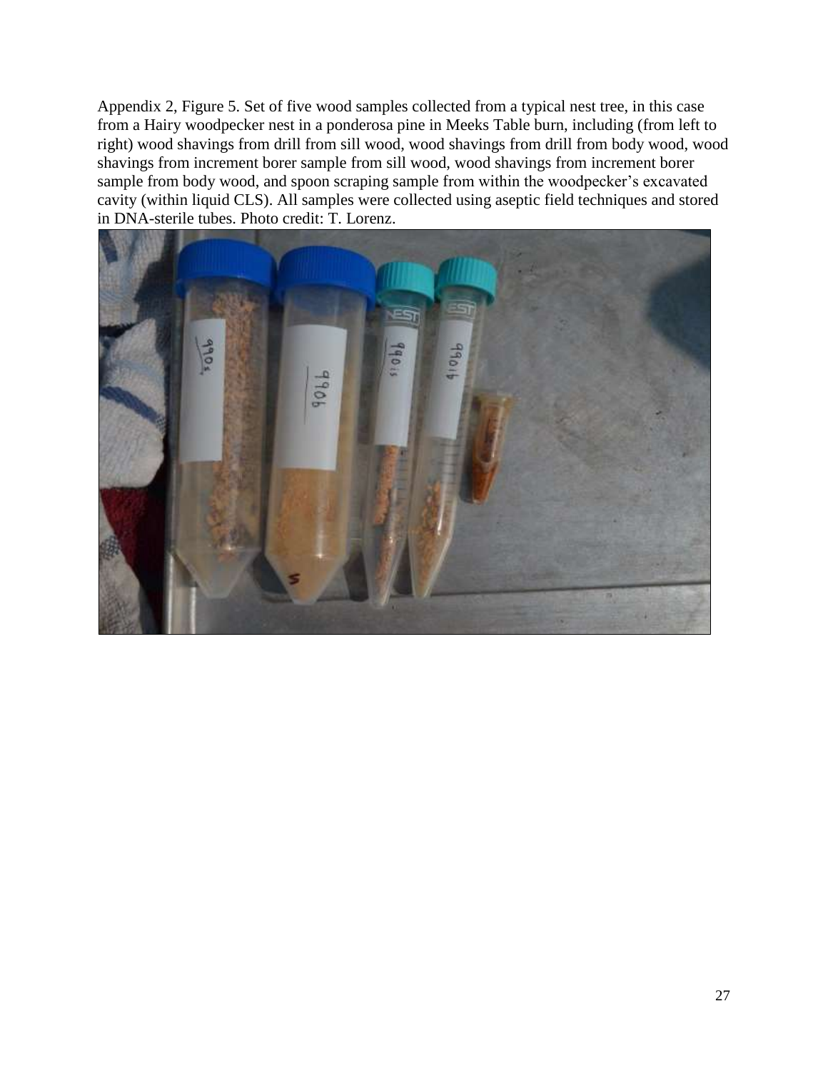Appendix 2, Figure 5. Set of five wood samples collected from a typical nest tree, in this case from a Hairy woodpecker nest in a ponderosa pine in Meeks Table burn, including (from left to right) wood shavings from drill from sill wood, wood shavings from drill from body wood, wood shavings from increment borer sample from sill wood, wood shavings from increment borer sample from body wood, and spoon scraping sample from within the woodpecker's excavated cavity (within liquid CLS). All samples were collected using aseptic field techniques and stored in DNA-sterile tubes. Photo credit: T. Lorenz.